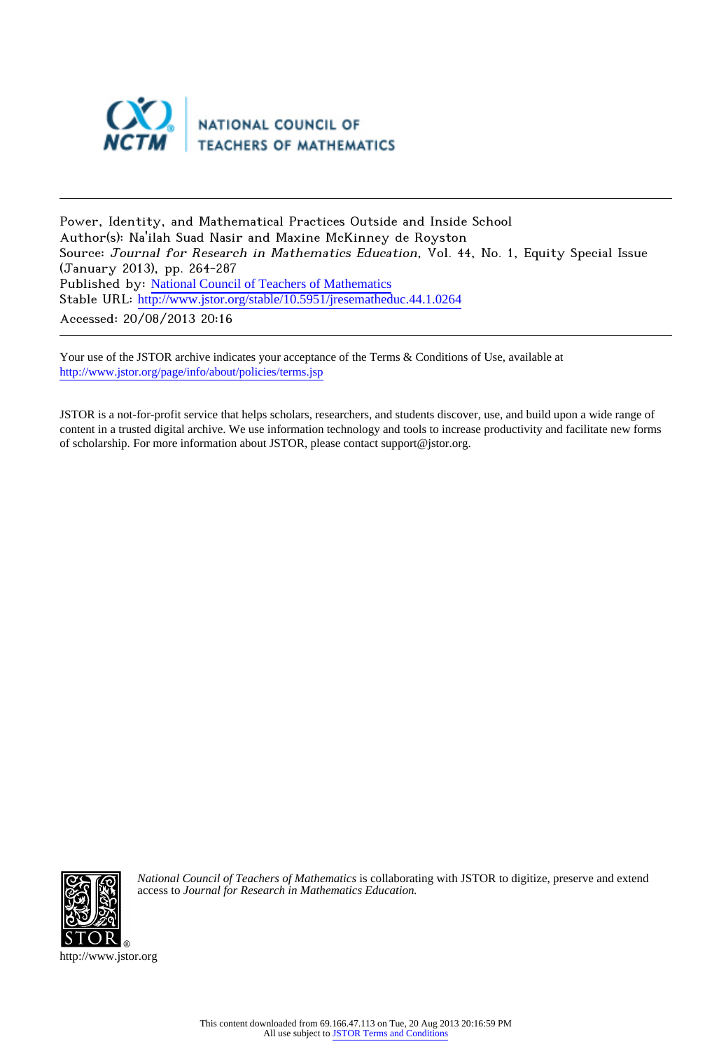NATIONAL COUNCIL OF TEACHERS OF MATHEMATICS

Power, Identity, and Mathematical Practices Outside and Inside School
Author(s): Na'ilah Suad Nasir and Maxine McKinney de Royston
Source: *Journal for Research in Mathematics Education*, Vol. 44, No. 1, Equity Special Issue (January 2013), pp. 264-287
Published by: National Council of Teachers of Mathematics
Stable URL: http://www.jstor.org/stable/10.5951/jresematheduc.44.1.0264
Accessed: 20/08/2013 20:16

---

Your use of the JSTOR archive indicates your acceptance of the Terms & Conditions of Use, available at http://www.jstor.org/page/info/about/policies/terms.jsp

JSTOR is a not-for-profit service that helps scholars, researchers, and students discover, use, and build upon a wide range of content in a trusted digital archive. We use information technology and tools to increase productivity and facilitate new forms of scholarship. For more information about JSTOR, please contact support@jstor.org.

*National Council of Teachers of Mathematics* is collaborating with JSTOR to digitize, preserve and extend access to *Journal for Research in Mathematics Education.*

http://www.jstor.org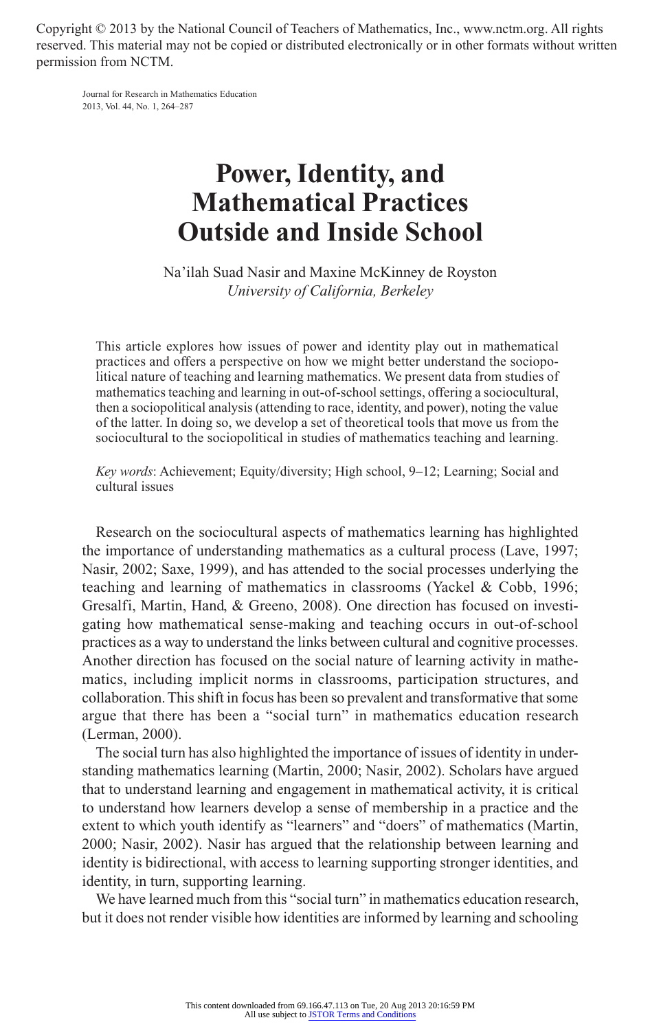# Power, Identity, and Mathematical Practices Outside and Inside School

Na'ilah Suad Nasir and Maxine McKinney de Royston
*University of California, Berkeley*

This article explores how issues of power and identity play out in mathematical practices and offers a perspective on how we might better understand the sociopolitical nature of teaching and learning mathematics. We present data from studies of mathematics teaching and learning in out-of-school settings, offering a sociocultural, then a sociopolitical analysis (attending to race, identity, and power), noting the value of the latter. In doing so, we develop a set of theoretical tools that move us from the sociocultural to the sociopolitical in studies of mathematics teaching and learning.

*Key words*: Achievement; Equity/diversity; High school, 9–12; Learning; Social and cultural issues

Research on the sociocultural aspects of mathematics learning has highlighted the importance of understanding mathematics as a cultural process (Lave, 1997; Nasir, 2002; Saxe, 1999), and has attended to the social processes underlying the teaching and learning of mathematics in classrooms (Yackel & Cobb, 1996; Gresalfi, Martin, Hand, & Greeno, 2008). One direction has focused on investigating how mathematical sense-making and teaching occurs in out-of-school practices as a way to understand the links between cultural and cognitive processes. Another direction has focused on the social nature of learning activity in mathematics, including implicit norms in classrooms, participation structures, and collaboration. This shift in focus has been so prevalent and transformative that some argue that there has been a "social turn" in mathematics education research (Lerman, 2000).

The social turn has also highlighted the importance of issues of identity in understanding mathematics learning (Martin, 2000; Nasir, 2002). Scholars have argued that to understand learning and engagement in mathematical activity, it is critical to understand how learners develop a sense of membership in a practice and the extent to which youth identify as "learners" and "doers" of mathematics (Martin, 2000; Nasir, 2002). Nasir has argued that the relationship between learning and identity is bidirectional, with access to learning supporting stronger identities, and identity, in turn, supporting learning.

We have learned much from this "social turn" in mathematics education research, but it does not render visible how identities are informed by learning and schooling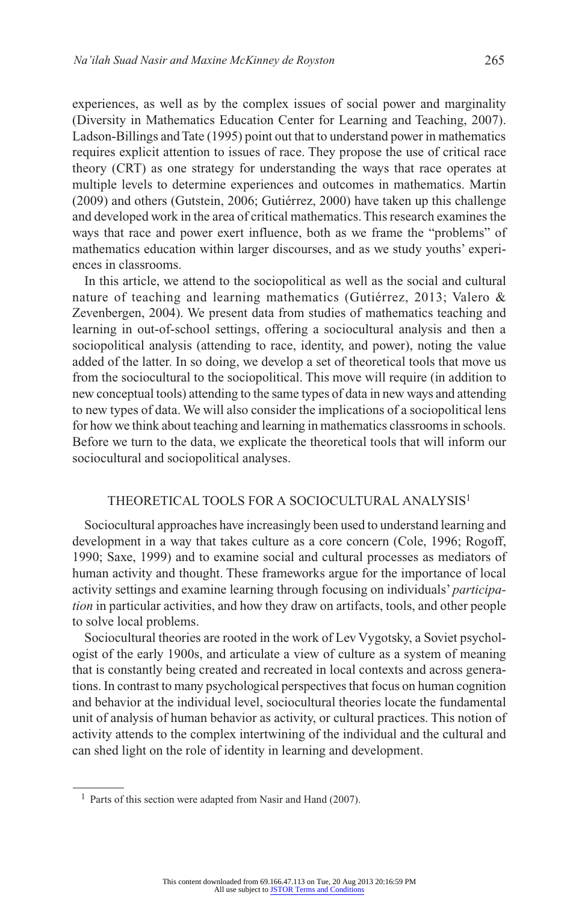experiences, as well as by the complex issues of social power and marginality (Diversity in Mathematics Education Center for Learning and Teaching, 2007). Ladson-Billings and Tate (1995) point out that to understand power in mathematics requires explicit attention to issues of race. They propose the use of critical race theory (CRT) as one strategy for understanding the ways that race operates at multiple levels to determine experiences and outcomes in mathematics. Martin (2009) and others (Gutstein, 2006; Gutiérrez, 2000) have taken up this challenge and developed work in the area of critical mathematics. This research examines the ways that race and power exert influence, both as we frame the "problems" of mathematics education within larger discourses, and as we study youths' experiences in classrooms.

In this article, we attend to the sociopolitical as well as the social and cultural nature of teaching and learning mathematics (Gutiérrez, 2013; Valero & Zevenbergen, 2004). We present data from studies of mathematics teaching and learning in out-of-school settings, offering a sociocultural analysis and then a sociopolitical analysis (attending to race, identity, and power), noting the value added of the latter. In so doing, we develop a set of theoretical tools that move us from the sociocultural to the sociopolitical. This move will require (in addition to new conceptual tools) attending to the same types of data in new ways and attending to new types of data. We will also consider the implications of a sociopolitical lens for how we think about teaching and learning in mathematics classrooms in schools. Before we turn to the data, we explicate the theoretical tools that will inform our sociocultural and sociopolitical analyses.

## THEORETICAL TOOLS FOR A SOCIOCULTURAL ANALYSIS[1]

Sociocultural approaches have increasingly been used to understand learning and development in a way that takes culture as a core concern (Cole, 1996; Rogoff, 1990; Saxe, 1999) and to examine social and cultural processes as mediators of human activity and thought. These frameworks argue for the importance of local activity settings and examine learning through focusing on individuals' *participation* in particular activities, and how they draw on artifacts, tools, and other people to solve local problems.

Sociocultural theories are rooted in the work of Lev Vygotsky, a Soviet psychologist of the early 1900s, and articulate a view of culture as a system of meaning that is constantly being created and recreated in local contexts and across generations. In contrast to many psychological perspectives that focus on human cognition and behavior at the individual level, sociocultural theories locate the fundamental unit of analysis of human behavior as activity, or cultural practices. This notion of activity attends to the complex intertwining of the individual and the cultural and can shed light on the role of identity in learning and development.

[1] Parts of this section were adapted from Nasir and Hand (2007).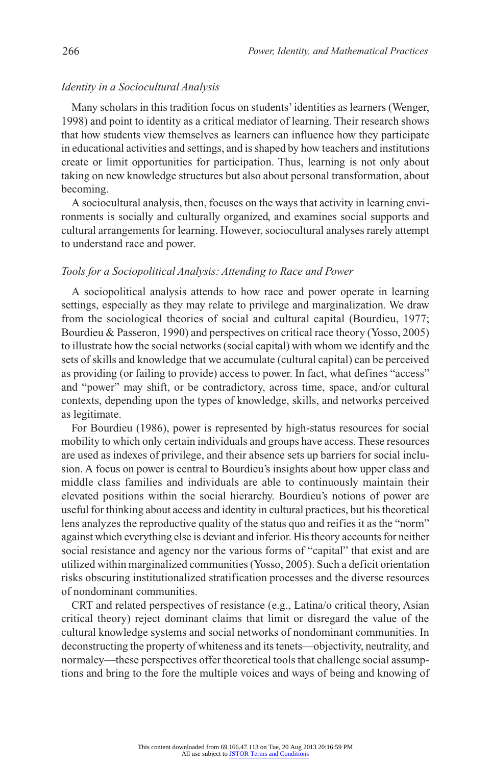### *Identity in a Sociocultural Analysis*

Many scholars in this tradition focus on students' identities as learners (Wenger, 1998) and point to identity as a critical mediator of learning. Their research shows that how students view themselves as learners can influence how they participate in educational activities and settings, and is shaped by how teachers and institutions create or limit opportunities for participation. Thus, learning is not only about taking on new knowledge structures but also about personal transformation, about becoming.

A sociocultural analysis, then, focuses on the ways that activity in learning environments is socially and culturally organized, and examines social supports and cultural arrangements for learning. However, sociocultural analyses rarely attempt to understand race and power.

### *Tools for a Sociopolitical Analysis: Attending to Race and Power*

A sociopolitical analysis attends to how race and power operate in learning settings, especially as they may relate to privilege and marginalization. We draw from the sociological theories of social and cultural capital (Bourdieu, 1977; Bourdieu & Passeron, 1990) and perspectives on critical race theory (Yosso, 2005) to illustrate how the social networks (social capital) with whom we identify and the sets of skills and knowledge that we accumulate (cultural capital) can be perceived as providing (or failing to provide) access to power. In fact, what defines "access" and "power" may shift, or be contradictory, across time, space, and/or cultural contexts, depending upon the types of knowledge, skills, and networks perceived as legitimate.

For Bourdieu (1986), power is represented by high-status resources for social mobility to which only certain individuals and groups have access. These resources are used as indexes of privilege, and their absence sets up barriers for social inclusion. A focus on power is central to Bourdieu's insights about how upper class and middle class families and individuals are able to continuously maintain their elevated positions within the social hierarchy. Bourdieu's notions of power are useful for thinking about access and identity in cultural practices, but his theoretical lens analyzes the reproductive quality of the status quo and reifies it as the "norm" against which everything else is deviant and inferior. His theory accounts for neither social resistance and agency nor the various forms of "capital" that exist and are utilized within marginalized communities (Yosso, 2005). Such a deficit orientation risks obscuring institutionalized stratification processes and the diverse resources of nondominant communities.

CRT and related perspectives of resistance (e.g., Latina/o critical theory, Asian critical theory) reject dominant claims that limit or disregard the value of the cultural knowledge systems and social networks of nondominant communities. In deconstructing the property of whiteness and its tenets—objectivity, neutrality, and normalcy—these perspectives offer theoretical tools that challenge social assumptions and bring to the fore the multiple voices and ways of being and knowing of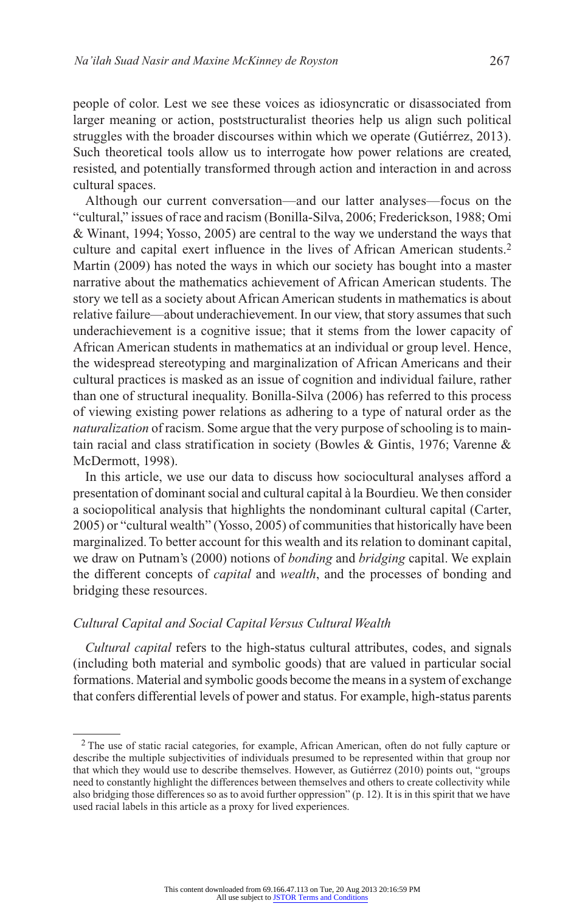people of color. Lest we see these voices as idiosyncratic or disassociated from larger meaning or action, poststructuralist theories help us align such political struggles with the broader discourses within which we operate (Gutiérrez, 2013). Such theoretical tools allow us to interrogate how power relations are created, resisted, and potentially transformed through action and interaction in and across cultural spaces.

Although our current conversation—and our latter analyses—focus on the "cultural," issues of race and racism (Bonilla-Silva, 2006; Frederickson, 1988; Omi & Winant, 1994; Yosso, 2005) are central to the way we understand the ways that culture and capital exert influence in the lives of African American students.[2] Martin (2009) has noted the ways in which our society has bought into a master narrative about the mathematics achievement of African American students. The story we tell as a society about African American students in mathematics is about relative failure—about underachievement. In our view, that story assumes that such underachievement is a cognitive issue; that it stems from the lower capacity of African American students in mathematics at an individual or group level. Hence, the widespread stereotyping and marginalization of African Americans and their cultural practices is masked as an issue of cognition and individual failure, rather than one of structural inequality. Bonilla-Silva (2006) has referred to this process of viewing existing power relations as adhering to a type of natural order as the *naturalization* of racism. Some argue that the very purpose of schooling is to maintain racial and class stratification in society (Bowles & Gintis, 1976; Varenne & McDermott, 1998).

In this article, we use our data to discuss how sociocultural analyses afford a presentation of dominant social and cultural capital à la Bourdieu. We then consider a sociopolitical analysis that highlights the nondominant cultural capital (Carter, 2005) or "cultural wealth" (Yosso, 2005) of communities that historically have been marginalized. To better account for this wealth and its relation to dominant capital, we draw on Putnam's (2000) notions of *bonding* and *bridging* capital. We explain the different concepts of *capital* and *wealth*, and the processes of bonding and bridging these resources.

### *Cultural Capital and Social Capital Versus Cultural Wealth*

*Cultural capital* refers to the high-status cultural attributes, codes, and signals (including both material and symbolic goods) that are valued in particular social formations. Material and symbolic goods become the means in a system of exchange that confers differential levels of power and status. For example, high-status parents

---

[2] The use of static racial categories, for example, African American, often do not fully capture or describe the multiple subjectivities of individuals presumed to be represented within that group nor that which they would use to describe themselves. However, as Gutiérrez (2010) points out, "groups need to constantly highlight the differences between themselves and others to create collectivity while also bridging those differences so as to avoid further oppression" (p. 12). It is in this spirit that we have used racial labels in this article as a proxy for lived experiences.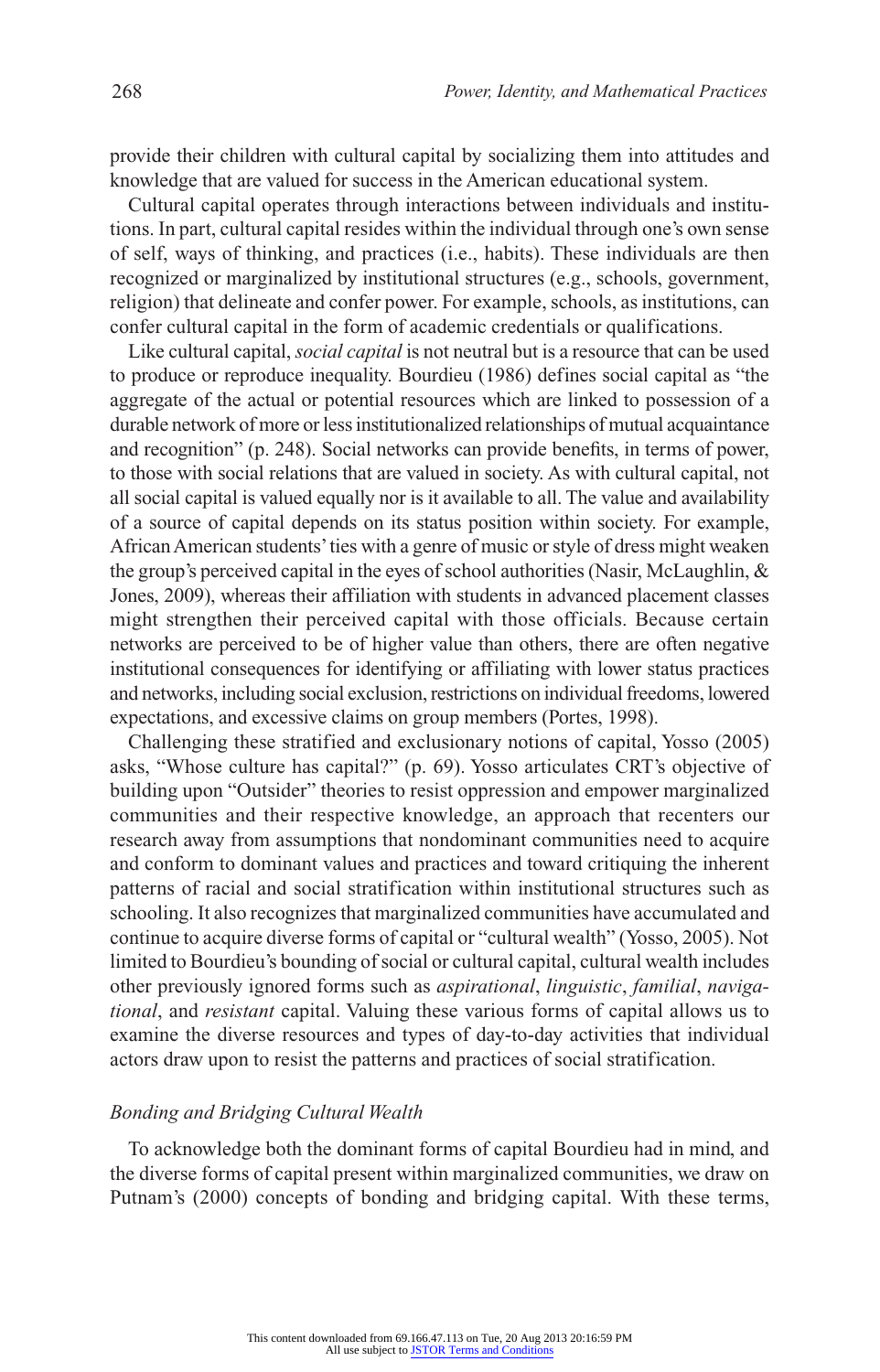provide their children with cultural capital by socializing them into attitudes and knowledge that are valued for success in the American educational system.

Cultural capital operates through interactions between individuals and institutions. In part, cultural capital resides within the individual through one's own sense of self, ways of thinking, and practices (i.e., habits). These individuals are then recognized or marginalized by institutional structures (e.g., schools, government, religion) that delineate and confer power. For example, schools, as institutions, can confer cultural capital in the form of academic credentials or qualifications.

Like cultural capital, *social capital* is not neutral but is a resource that can be used to produce or reproduce inequality. Bourdieu (1986) defines social capital as "the aggregate of the actual or potential resources which are linked to possession of a durable network of more or less institutionalized relationships of mutual acquaintance and recognition" (p. 248). Social networks can provide benefits, in terms of power, to those with social relations that are valued in society. As with cultural capital, not all social capital is valued equally nor is it available to all. The value and availability of a source of capital depends on its status position within society. For example, African American students' ties with a genre of music or style of dress might weaken the group's perceived capital in the eyes of school authorities (Nasir, McLaughlin, & Jones, 2009), whereas their affiliation with students in advanced placement classes might strengthen their perceived capital with those officials. Because certain networks are perceived to be of higher value than others, there are often negative institutional consequences for identifying or affiliating with lower status practices and networks, including social exclusion, restrictions on individual freedoms, lowered expectations, and excessive claims on group members (Portes, 1998).

Challenging these stratified and exclusionary notions of capital, Yosso (2005) asks, "Whose culture has capital?" (p. 69). Yosso articulates CRT's objective of building upon "Outsider" theories to resist oppression and empower marginalized communities and their respective knowledge, an approach that recenters our research away from assumptions that nondominant communities need to acquire and conform to dominant values and practices and toward critiquing the inherent patterns of racial and social stratification within institutional structures such as schooling. It also recognizes that marginalized communities have accumulated and continue to acquire diverse forms of capital or "cultural wealth" (Yosso, 2005). Not limited to Bourdieu's bounding of social or cultural capital, cultural wealth includes other previously ignored forms such as *aspirational*, *linguistic*, *familial*, *navigational*, and *resistant* capital. Valuing these various forms of capital allows us to examine the diverse resources and types of day-to-day activities that individual actors draw upon to resist the patterns and practices of social stratification.

### *Bonding and Bridging Cultural Wealth*

To acknowledge both the dominant forms of capital Bourdieu had in mind, and the diverse forms of capital present within marginalized communities, we draw on Putnam's (2000) concepts of bonding and bridging capital. With these terms,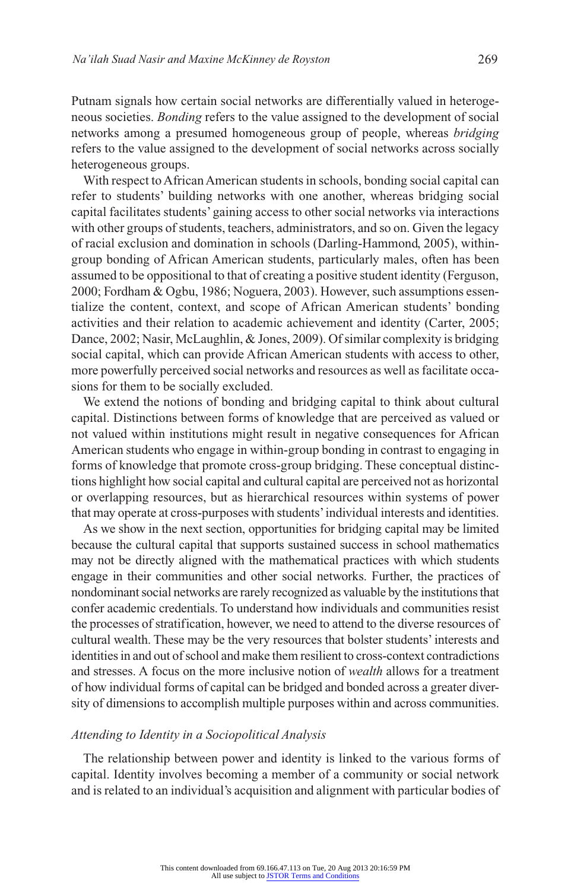Putnam signals how certain social networks are differentially valued in heterogeneous societies. *Bonding* refers to the value assigned to the development of social networks among a presumed homogeneous group of people, whereas *bridging* refers to the value assigned to the development of social networks across socially heterogeneous groups.

With respect to African American students in schools, bonding social capital can refer to students' building networks with one another, whereas bridging social capital facilitates students' gaining access to other social networks via interactions with other groups of students, teachers, administrators, and so on. Given the legacy of racial exclusion and domination in schools (Darling-Hammond, 2005), within-group bonding of African American students, particularly males, often has been assumed to be oppositional to that of creating a positive student identity (Ferguson, 2000; Fordham & Ogbu, 1986; Noguera, 2003). However, such assumptions essentialize the content, context, and scope of African American students' bonding activities and their relation to academic achievement and identity (Carter, 2005; Dance, 2002; Nasir, McLaughlin, & Jones, 2009). Of similar complexity is bridging social capital, which can provide African American students with access to other, more powerfully perceived social networks and resources as well as facilitate occasions for them to be socially excluded.

We extend the notions of bonding and bridging capital to think about cultural capital. Distinctions between forms of knowledge that are perceived as valued or not valued within institutions might result in negative consequences for African American students who engage in within-group bonding in contrast to engaging in forms of knowledge that promote cross-group bridging. These conceptual distinctions highlight how social capital and cultural capital are perceived not as horizontal or overlapping resources, but as hierarchical resources within systems of power that may operate at cross-purposes with students' individual interests and identities.

As we show in the next section, opportunities for bridging capital may be limited because the cultural capital that supports sustained success in school mathematics may not be directly aligned with the mathematical practices with which students engage in their communities and other social networks. Further, the practices of nondominant social networks are rarely recognized as valuable by the institutions that confer academic credentials. To understand how individuals and communities resist the processes of stratification, however, we need to attend to the diverse resources of cultural wealth. These may be the very resources that bolster students' interests and identities in and out of school and make them resilient to cross-context contradictions and stresses. A focus on the more inclusive notion of *wealth* allows for a treatment of how individual forms of capital can be bridged and bonded across a greater diversity of dimensions to accomplish multiple purposes within and across communities.

### *Attending to Identity in a Sociopolitical Analysis*

The relationship between power and identity is linked to the various forms of capital. Identity involves becoming a member of a community or social network and is related to an individual's acquisition and alignment with particular bodies of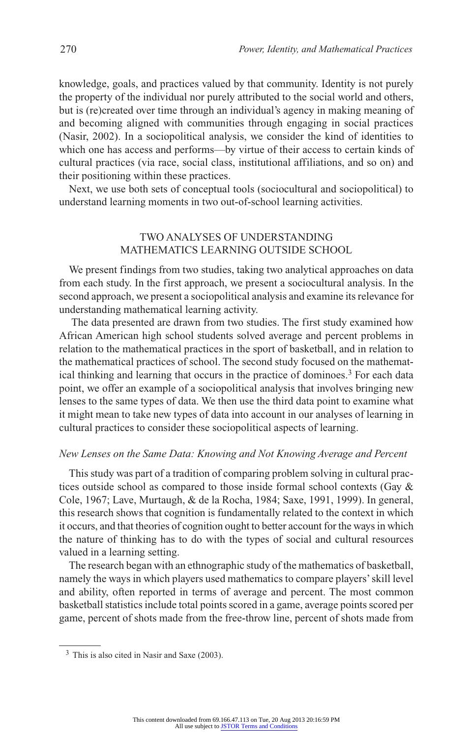knowledge, goals, and practices valued by that community. Identity is not purely the property of the individual nor purely attributed to the social world and others, but is (re)created over time through an individual's agency in making meaning of and becoming aligned with communities through engaging in social practices (Nasir, 2002). In a sociopolitical analysis, we consider the kind of identities to which one has access and performs—by virtue of their access to certain kinds of cultural practices (via race, social class, institutional affiliations, and so on) and their positioning within these practices.

Next, we use both sets of conceptual tools (sociocultural and sociopolitical) to understand learning moments in two out-of-school learning activities.

## TWO ANALYSES OF UNDERSTANDING MATHEMATICS LEARNING OUTSIDE SCHOOL

We present findings from two studies, taking two analytical approaches on data from each study. In the first approach, we present a sociocultural analysis. In the second approach, we present a sociopolitical analysis and examine its relevance for understanding mathematical learning activity.

The data presented are drawn from two studies. The first study examined how African American high school students solved average and percent problems in relation to the mathematical practices in the sport of basketball, and in relation to the mathematical practices of school. The second study focused on the mathematical thinking and learning that occurs in the practice of dominoes.[3] For each data point, we offer an example of a sociopolitical analysis that involves bringing new lenses to the same types of data. We then use the third data point to examine what it might mean to take new types of data into account in our analyses of learning in cultural practices to consider these sociopolitical aspects of learning.

### *New Lenses on the Same Data: Knowing and Not Knowing Average and Percent*

This study was part of a tradition of comparing problem solving in cultural practices outside school as compared to those inside formal school contexts (Gay & Cole, 1967; Lave, Murtaugh, & de la Rocha, 1984; Saxe, 1991, 1999). In general, this research shows that cognition is fundamentally related to the context in which it occurs, and that theories of cognition ought to better account for the ways in which the nature of thinking has to do with the types of social and cultural resources valued in a learning setting.

The research began with an ethnographic study of the mathematics of basketball, namely the ways in which players used mathematics to compare players' skill level and ability, often reported in terms of average and percent. The most common basketball statistics include total points scored in a game, average points scored per game, percent of shots made from the free-throw line, percent of shots made from

[3] This is also cited in Nasir and Saxe (2003).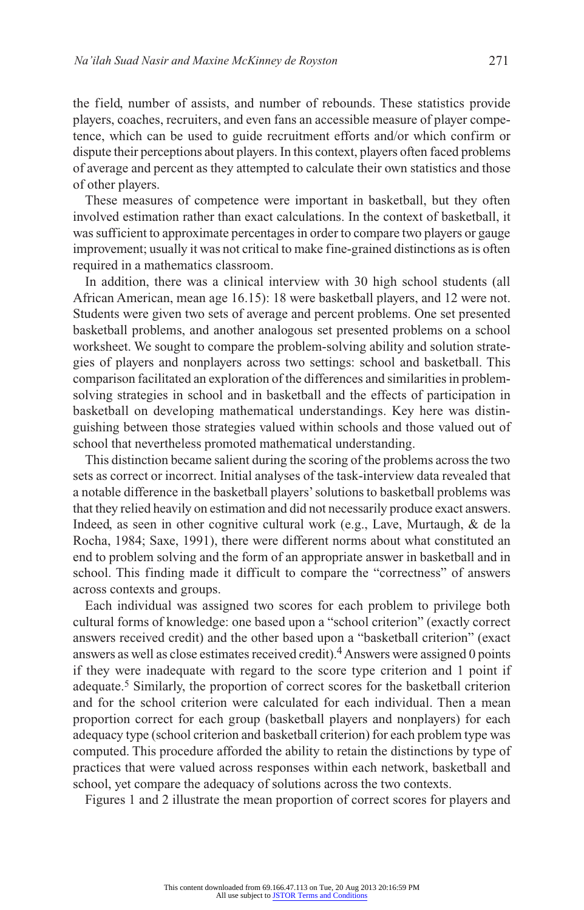the field, number of assists, and number of rebounds. These statistics provide players, coaches, recruiters, and even fans an accessible measure of player competence, which can be used to guide recruitment efforts and/or which confirm or dispute their perceptions about players. In this context, players often faced problems of average and percent as they attempted to calculate their own statistics and those of other players.

These measures of competence were important in basketball, but they often involved estimation rather than exact calculations. In the context of basketball, it was sufficient to approximate percentages in order to compare two players or gauge improvement; usually it was not critical to make fine-grained distinctions as is often required in a mathematics classroom.

In addition, there was a clinical interview with 30 high school students (all African American, mean age 16.15): 18 were basketball players, and 12 were not. Students were given two sets of average and percent problems. One set presented basketball problems, and another analogous set presented problems on a school worksheet. We sought to compare the problem-solving ability and solution strategies of players and nonplayers across two settings: school and basketball. This comparison facilitated an exploration of the differences and similarities in problem-solving strategies in school and in basketball and the effects of participation in basketball on developing mathematical understandings. Key here was distinguishing between those strategies valued within schools and those valued out of school that nevertheless promoted mathematical understanding.

This distinction became salient during the scoring of the problems across the two sets as correct or incorrect. Initial analyses of the task-interview data revealed that a notable difference in the basketball players' solutions to basketball problems was that they relied heavily on estimation and did not necessarily produce exact answers. Indeed, as seen in other cognitive cultural work (e.g., Lave, Murtaugh, & de la Rocha, 1984; Saxe, 1991), there were different norms about what constituted an end to problem solving and the form of an appropriate answer in basketball and in school. This finding made it difficult to compare the "correctness" of answers across contexts and groups.

Each individual was assigned two scores for each problem to privilege both cultural forms of knowledge: one based upon a "school criterion" (exactly correct answers received credit) and the other based upon a "basketball criterion" (exact answers as well as close estimates received credit).[4] Answers were assigned 0 points if they were inadequate with regard to the score type criterion and 1 point if adequate.[5] Similarly, the proportion of correct scores for the basketball criterion and for the school criterion were calculated for each individual. Then a mean proportion correct for each group (basketball players and nonplayers) for each adequacy type (school criterion and basketball criterion) for each problem type was computed. This procedure afforded the ability to retain the distinctions by type of practices that were valued across responses within each network, basketball and school, yet compare the adequacy of solutions across the two contexts.

Figures 1 and 2 illustrate the mean proportion of correct scores for players and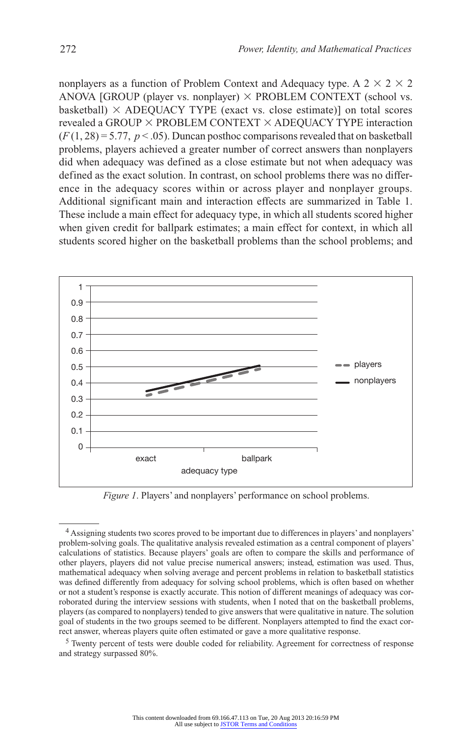nonplayers as a function of Problem Context and Adequacy type. A 2 × 2 × 2 ANOVA [GROUP (player vs. nonplayer) × PROBLEM CONTEXT (school vs. basketball) × ADEQUACY TYPE (exact vs. close estimate)] on total scores revealed a GROUP × PROBLEM CONTEXT × ADEQUACY TYPE interaction ($F(1, 28) = 5.77$, $p < .05$). Duncan posthoc comparisons revealed that on basketball problems, players achieved a greater number of correct answers than nonplayers did when adequacy was defined as a close estimate but not when adequacy was defined as the exact solution. In contrast, on school problems there was no difference in the adequacy scores within or across player and nonplayer groups. Additional significant main and interaction effects are summarized in Table 1. These include a main effect for adequacy type, in which all students scored higher when given credit for ballpark estimates; a main effect for context, in which all students scored higher on the basketball problems than the school problems; and

*Figure 1*. Players' and nonplayers' performance on school problems.

[4] Assigning students two scores proved to be important due to differences in players' and nonplayers' problem-solving goals. The qualitative analysis revealed estimation as a central component of players' calculations of statistics. Because players' goals are often to compare the skills and performance of other players, players did not value precise numerical answers; instead, estimation was used. Thus, mathematical adequacy when solving average and percent problems in relation to basketball statistics was defined differently from adequacy for solving school problems, which is often based on whether or not a student's response is exactly accurate. This notion of different meanings of adequacy was corroborated during the interview sessions with students, when I noted that on the basketball problems, players (as compared to nonplayers) tended to give answers that were qualitative in nature. The solution goal of students in the two groups seemed to be different. Nonplayers attempted to find the exact correct answer, whereas players quite often estimated or gave a more qualitative response.

[5] Twenty percent of tests were double coded for reliability. Agreement for correctness of response and strategy surpassed 80%.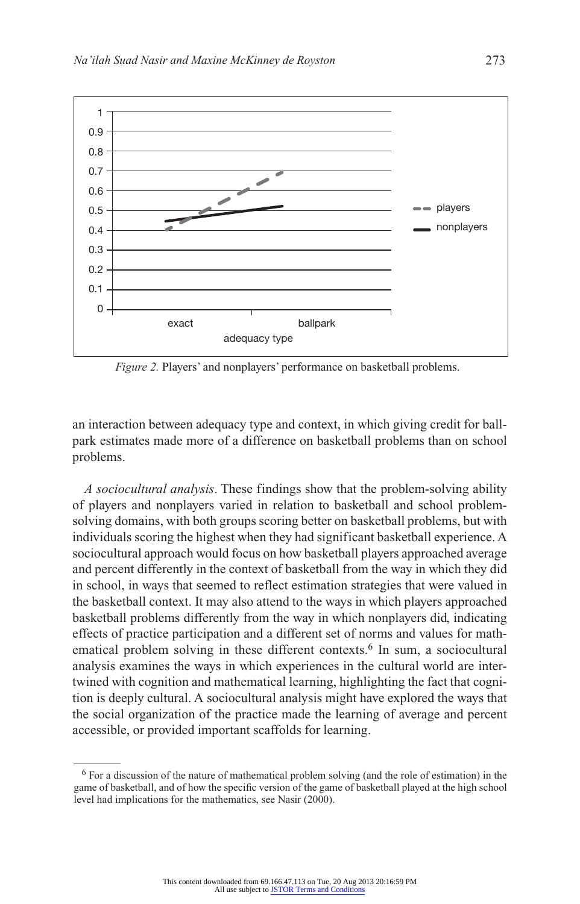*Figure 2.* Players' and nonplayers' performance on basketball problems.

an interaction between adequacy type and context, in which giving credit for ballpark estimates made more of a difference on basketball problems than on school problems.

*A sociocultural analysis*. These findings show that the problem-solving ability of players and nonplayers varied in relation to basketball and school problem-solving domains, with both groups scoring better on basketball problems, but with individuals scoring the highest when they had significant basketball experience. A sociocultural approach would focus on how basketball players approached average and percent differently in the context of basketball from the way in which they did in school, in ways that seemed to reflect estimation strategies that were valued in the basketball context. It may also attend to the ways in which players approached basketball problems differently from the way in which nonplayers did, indicating effects of practice participation and a different set of norms and values for mathematical problem solving in these different contexts.[6] In sum, a sociocultural analysis examines the ways in which experiences in the cultural world are intertwined with cognition and mathematical learning, highlighting the fact that cognition is deeply cultural. A sociocultural analysis might have explored the ways that the social organization of the practice made the learning of average and percent accessible, or provided important scaffolds for learning.

[6] For a discussion of the nature of mathematical problem solving (and the role of estimation) in the game of basketball, and of how the specific version of the game of basketball played at the high school level had implications for the mathematics, see Nasir (2000).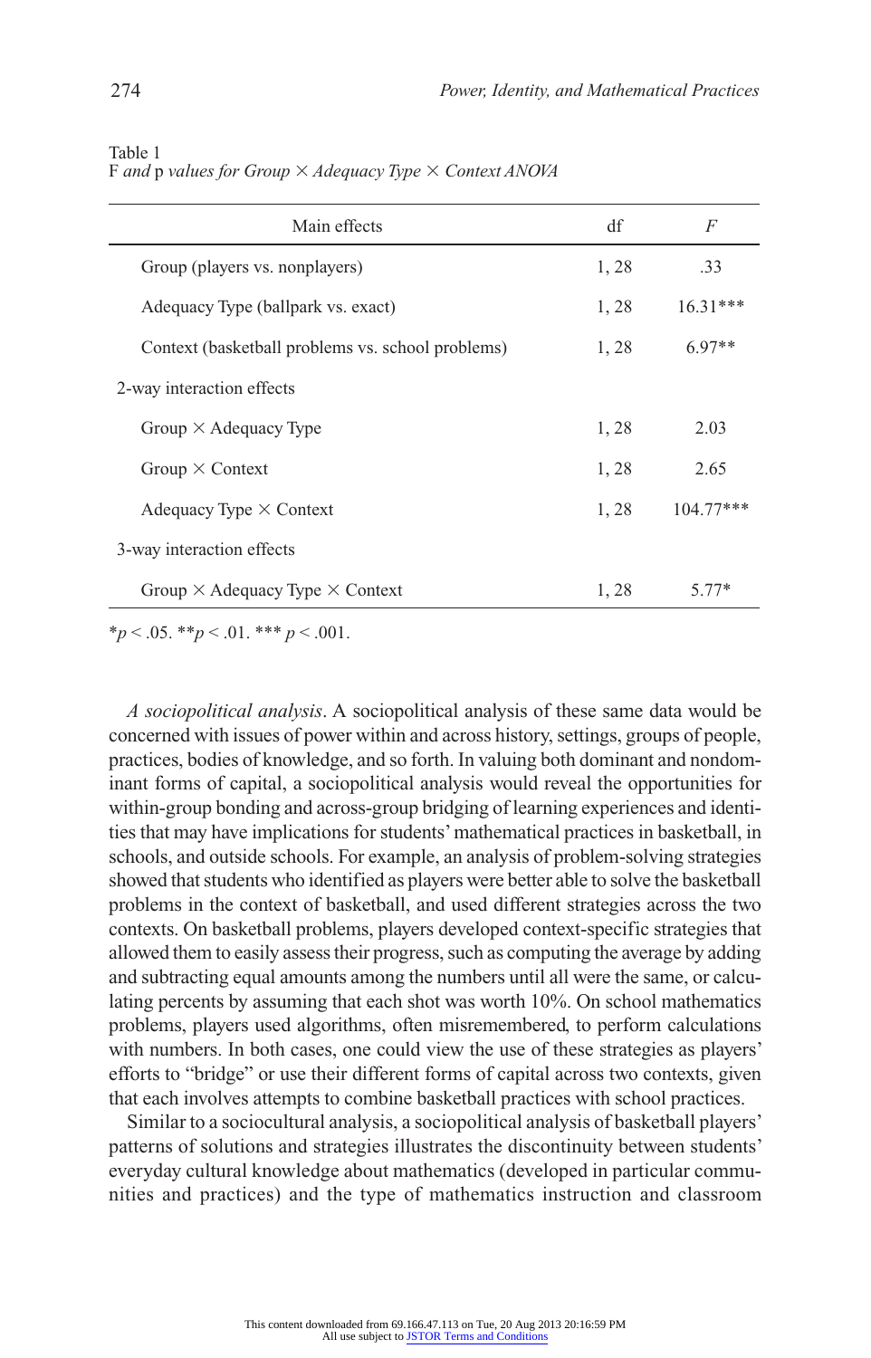Table 1
*F and p values for Group × Adequacy Type × Context ANOVA*

| Main effects | df | *F* |
|---|---|---|
| Group (players vs. nonplayers) | 1, 28 | .33 |
| Adequacy Type (ballpark vs. exact) | 1, 28 | 16.31*** |
| Context (basketball problems vs. school problems) | 1, 28 | 6.97** |
| 2-way interaction effects | | |
| Group × Adequacy Type | 1, 28 | 2.03 |
| Group × Context | 1, 28 | 2.65 |
| Adequacy Type × Context | 1, 28 | 104.77*** |
| 3-way interaction effects | | |
| Group × Adequacy Type × Context | 1, 28 | 5.77* |

*$p < .05$. **$p < .01$. *** $p < .001$.

*A sociopolitical analysis*. A sociopolitical analysis of these same data would be concerned with issues of power within and across history, settings, groups of people, practices, bodies of knowledge, and so forth. In valuing both dominant and nondominant forms of capital, a sociopolitical analysis would reveal the opportunities for within-group bonding and across-group bridging of learning experiences and identities that may have implications for students' mathematical practices in basketball, in schools, and outside schools. For example, an analysis of problem-solving strategies showed that students who identified as players were better able to solve the basketball problems in the context of basketball, and used different strategies across the two contexts. On basketball problems, players developed context-specific strategies that allowed them to easily assess their progress, such as computing the average by adding and subtracting equal amounts among the numbers until all were the same, or calculating percents by assuming that each shot was worth 10%. On school mathematics problems, players used algorithms, often misremembered, to perform calculations with numbers. In both cases, one could view the use of these strategies as players' efforts to "bridge" or use their different forms of capital across two contexts, given that each involves attempts to combine basketball practices with school practices.

Similar to a sociocultural analysis, a sociopolitical analysis of basketball players' patterns of solutions and strategies illustrates the discontinuity between students' everyday cultural knowledge about mathematics (developed in particular communities and practices) and the type of mathematics instruction and classroom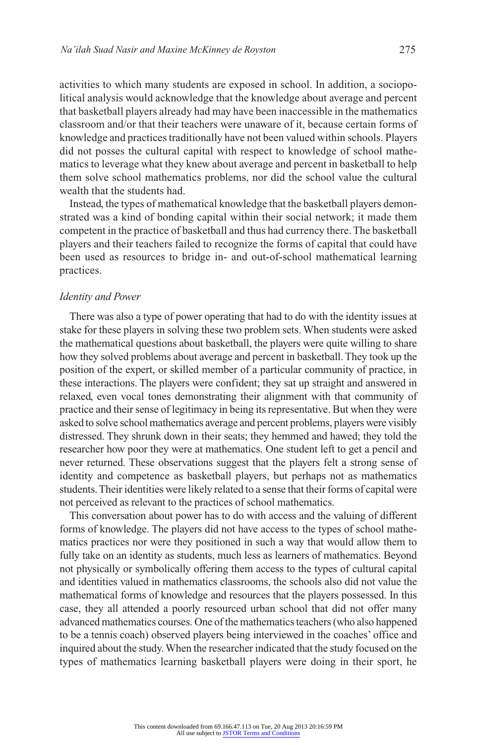activities to which many students are exposed in school. In addition, a sociopolitical analysis would acknowledge that the knowledge about average and percent that basketball players already had may have been inaccessible in the mathematics classroom and/or that their teachers were unaware of it, because certain forms of knowledge and practices traditionally have not been valued within schools. Players did not posses the cultural capital with respect to knowledge of school mathematics to leverage what they knew about average and percent in basketball to help them solve school mathematics problems, nor did the school value the cultural wealth that the students had.

Instead, the types of mathematical knowledge that the basketball players demonstrated was a kind of bonding capital within their social network; it made them competent in the practice of basketball and thus had currency there. The basketball players and their teachers failed to recognize the forms of capital that could have been used as resources to bridge in- and out-of-school mathematical learning practices.

### *Identity and Power*

There was also a type of power operating that had to do with the identity issues at stake for these players in solving these two problem sets. When students were asked the mathematical questions about basketball, the players were quite willing to share how they solved problems about average and percent in basketball. They took up the position of the expert, or skilled member of a particular community of practice, in these interactions. The players were confident; they sat up straight and answered in relaxed, even vocal tones demonstrating their alignment with that community of practice and their sense of legitimacy in being its representative. But when they were asked to solve school mathematics average and percent problems, players were visibly distressed. They shrunk down in their seats; they hemmed and hawed; they told the researcher how poor they were at mathematics. One student left to get a pencil and never returned. These observations suggest that the players felt a strong sense of identity and competence as basketball players, but perhaps not as mathematics students. Their identities were likely related to a sense that their forms of capital were not perceived as relevant to the practices of school mathematics.

This conversation about power has to do with access and the valuing of different forms of knowledge. The players did not have access to the types of school mathematics practices nor were they positioned in such a way that would allow them to fully take on an identity as students, much less as learners of mathematics. Beyond not physically or symbolically offering them access to the types of cultural capital and identities valued in mathematics classrooms, the schools also did not value the mathematical forms of knowledge and resources that the players possessed. In this case, they all attended a poorly resourced urban school that did not offer many advanced mathematics courses. One of the mathematics teachers (who also happened to be a tennis coach) observed players being interviewed in the coaches' office and inquired about the study. When the researcher indicated that the study focused on the types of mathematics learning basketball players were doing in their sport, he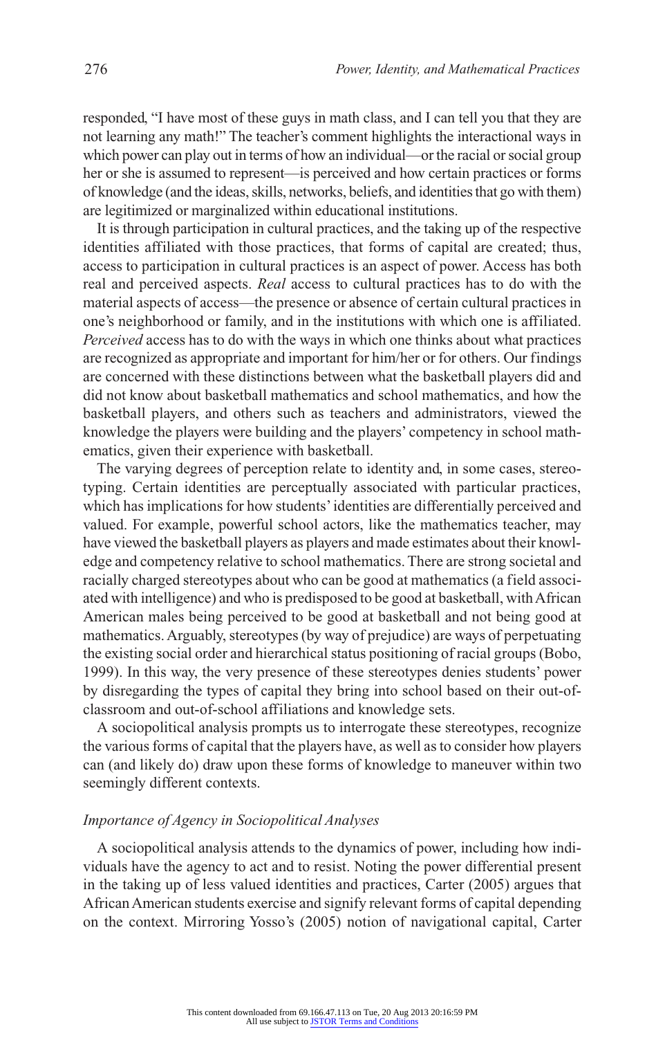responded, "I have most of these guys in math class, and I can tell you that they are not learning any math!" The teacher's comment highlights the interactional ways in which power can play out in terms of how an individual—or the racial or social group her or she is assumed to represent—is perceived and how certain practices or forms of knowledge (and the ideas, skills, networks, beliefs, and identities that go with them) are legitimized or marginalized within educational institutions.

It is through participation in cultural practices, and the taking up of the respective identities affiliated with those practices, that forms of capital are created; thus, access to participation in cultural practices is an aspect of power. Access has both real and perceived aspects. *Real* access to cultural practices has to do with the material aspects of access—the presence or absence of certain cultural practices in one's neighborhood or family, and in the institutions with which one is affiliated. *Perceived* access has to do with the ways in which one thinks about what practices are recognized as appropriate and important for him/her or for others. Our findings are concerned with these distinctions between what the basketball players did and did not know about basketball mathematics and school mathematics, and how the basketball players, and others such as teachers and administrators, viewed the knowledge the players were building and the players' competency in school mathematics, given their experience with basketball.

The varying degrees of perception relate to identity and, in some cases, stereotyping. Certain identities are perceptually associated with particular practices, which has implications for how students' identities are differentially perceived and valued. For example, powerful school actors, like the mathematics teacher, may have viewed the basketball players as players and made estimates about their knowledge and competency relative to school mathematics. There are strong societal and racially charged stereotypes about who can be good at mathematics (a field associated with intelligence) and who is predisposed to be good at basketball, with African American males being perceived to be good at basketball and not being good at mathematics. Arguably, stereotypes (by way of prejudice) are ways of perpetuating the existing social order and hierarchical status positioning of racial groups (Bobo, 1999). In this way, the very presence of these stereotypes denies students' power by disregarding the types of capital they bring into school based on their out-of-classroom and out-of-school affiliations and knowledge sets.

A sociopolitical analysis prompts us to interrogate these stereotypes, recognize the various forms of capital that the players have, as well as to consider how players can (and likely do) draw upon these forms of knowledge to maneuver within two seemingly different contexts.

### *Importance of Agency in Sociopolitical Analyses*

A sociopolitical analysis attends to the dynamics of power, including how individuals have the agency to act and to resist. Noting the power differential present in the taking up of less valued identities and practices, Carter (2005) argues that African American students exercise and signify relevant forms of capital depending on the context. Mirroring Yosso's (2005) notion of navigational capital, Carter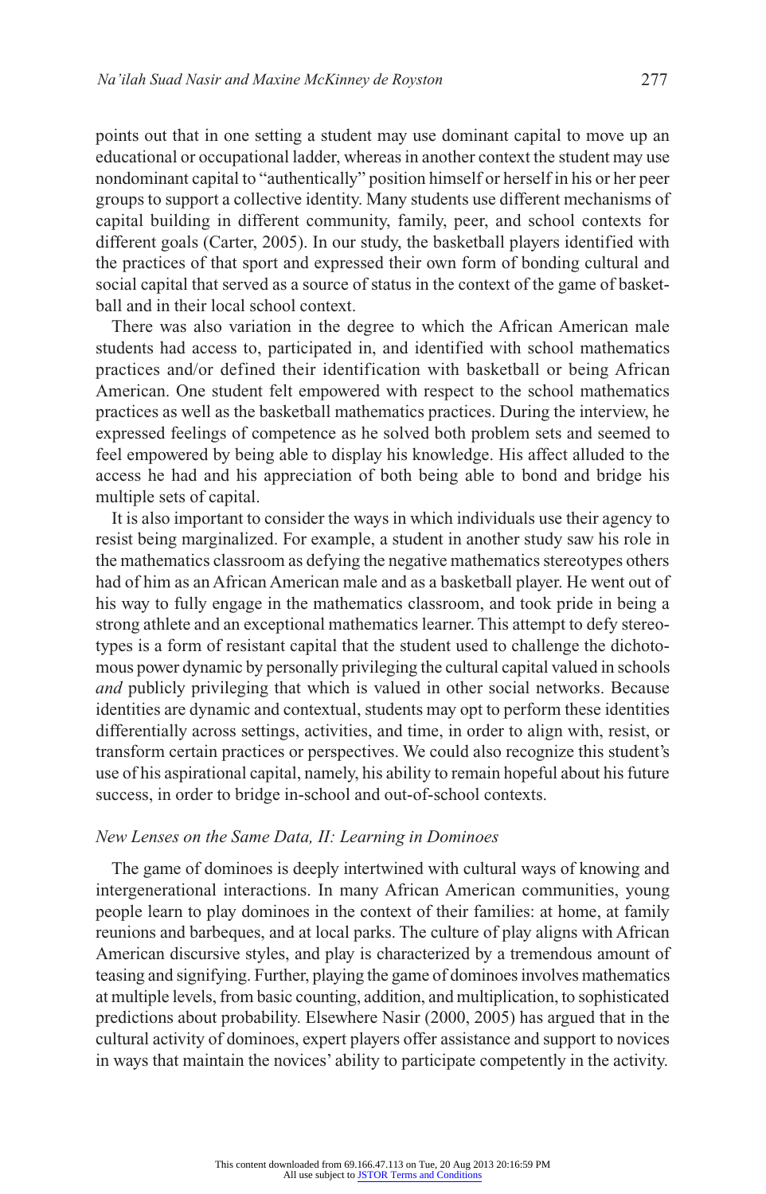points out that in one setting a student may use dominant capital to move up an educational or occupational ladder, whereas in another context the student may use nondominant capital to "authentically" position himself or herself in his or her peer groups to support a collective identity. Many students use different mechanisms of capital building in different community, family, peer, and school contexts for different goals (Carter, 2005). In our study, the basketball players identified with the practices of that sport and expressed their own form of bonding cultural and social capital that served as a source of status in the context of the game of basketball and in their local school context.

There was also variation in the degree to which the African American male students had access to, participated in, and identified with school mathematics practices and/or defined their identification with basketball or being African American. One student felt empowered with respect to the school mathematics practices as well as the basketball mathematics practices. During the interview, he expressed feelings of competence as he solved both problem sets and seemed to feel empowered by being able to display his knowledge. His affect alluded to the access he had and his appreciation of both being able to bond and bridge his multiple sets of capital.

It is also important to consider the ways in which individuals use their agency to resist being marginalized. For example, a student in another study saw his role in the mathematics classroom as defying the negative mathematics stereotypes others had of him as an African American male and as a basketball player. He went out of his way to fully engage in the mathematics classroom, and took pride in being a strong athlete and an exceptional mathematics learner. This attempt to defy stereotypes is a form of resistant capital that the student used to challenge the dichotomous power dynamic by personally privileging the cultural capital valued in schools *and* publicly privileging that which is valued in other social networks. Because identities are dynamic and contextual, students may opt to perform these identities differentially across settings, activities, and time, in order to align with, resist, or transform certain practices or perspectives. We could also recognize this student's use of his aspirational capital, namely, his ability to remain hopeful about his future success, in order to bridge in-school and out-of-school contexts.

### *New Lenses on the Same Data, II: Learning in Dominoes*

The game of dominoes is deeply intertwined with cultural ways of knowing and intergenerational interactions. In many African American communities, young people learn to play dominoes in the context of their families: at home, at family reunions and barbeques, and at local parks. The culture of play aligns with African American discursive styles, and play is characterized by a tremendous amount of teasing and signifying. Further, playing the game of dominoes involves mathematics at multiple levels, from basic counting, addition, and multiplication, to sophisticated predictions about probability. Elsewhere Nasir (2000, 2005) has argued that in the cultural activity of dominoes, expert players offer assistance and support to novices in ways that maintain the novices' ability to participate competently in the activity.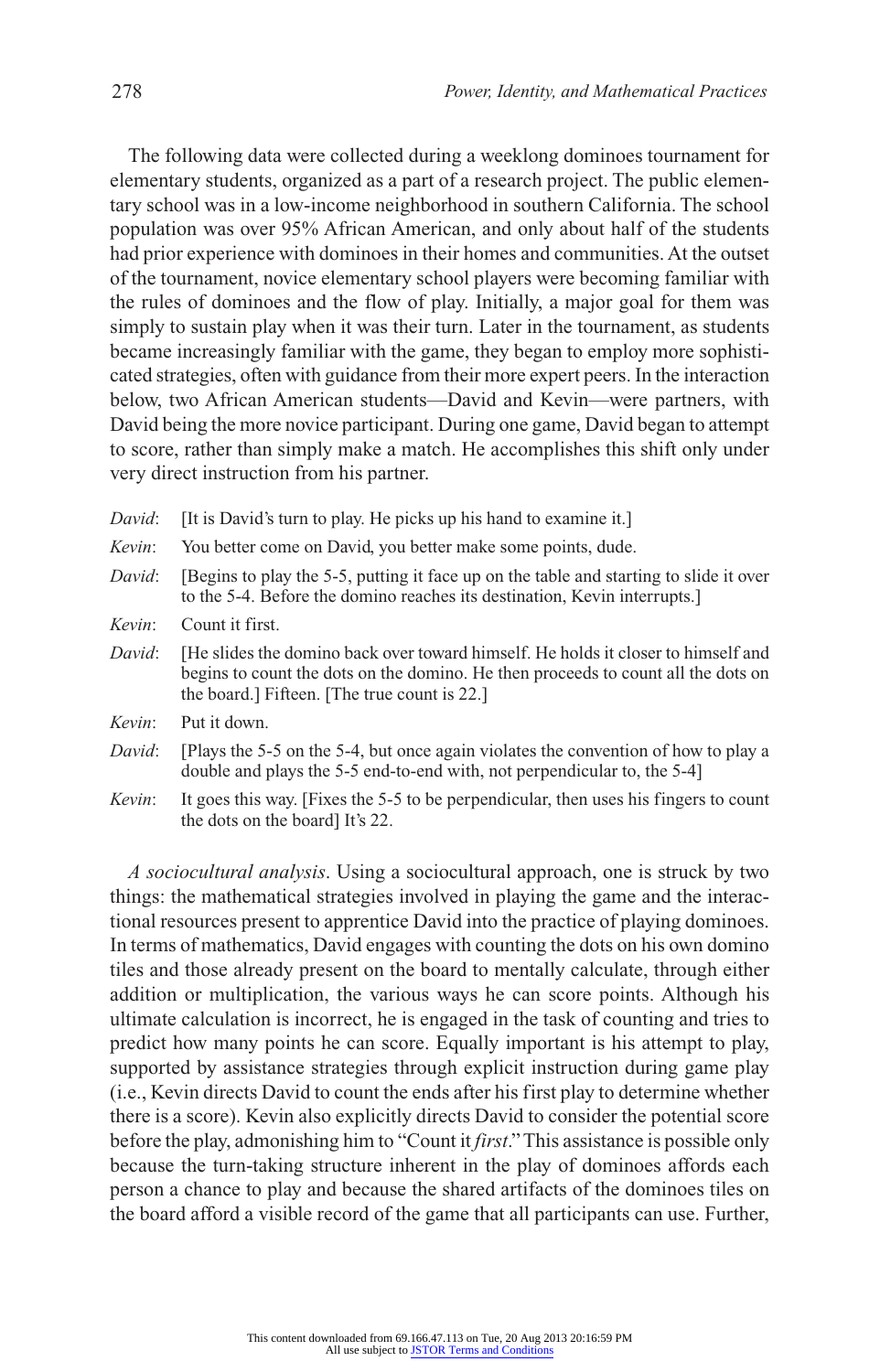The following data were collected during a weeklong dominoes tournament for elementary students, organized as a part of a research project. The public elementary school was in a low-income neighborhood in southern California. The school population was over 95% African American, and only about half of the students had prior experience with dominoes in their homes and communities. At the outset of the tournament, novice elementary school players were becoming familiar with the rules of dominoes and the flow of play. Initially, a major goal for them was simply to sustain play when it was their turn. Later in the tournament, as students became increasingly familiar with the game, they began to employ more sophisticated strategies, often with guidance from their more expert peers. In the interaction below, two African American students—David and Kevin—were partners, with David being the more novice participant. During one game, David began to attempt to score, rather than simply make a match. He accomplishes this shift only under very direct instruction from his partner.

*David*: [It is David's turn to play. He picks up his hand to examine it.]

*Kevin*: You better come on David, you better make some points, dude.

*David*: [Begins to play the 5-5, putting it face up on the table and starting to slide it over to the 5-4. Before the domino reaches its destination, Kevin interrupts.]

*Kevin*: Count it first.

*David*: [He slides the domino back over toward himself. He holds it closer to himself and begins to count the dots on the domino. He then proceeds to count all the dots on the board.] Fifteen. [The true count is 22.]

*Kevin*: Put it down.

*David*: [Plays the 5-5 on the 5-4, but once again violates the convention of how to play a double and plays the 5-5 end-to-end with, not perpendicular to, the 5-4]

*Kevin*: It goes this way. [Fixes the 5-5 to be perpendicular, then uses his fingers to count the dots on the board] It's 22.

*A sociocultural analysis*. Using a sociocultural approach, one is struck by two things: the mathematical strategies involved in playing the game and the interactional resources present to apprentice David into the practice of playing dominoes. In terms of mathematics, David engages with counting the dots on his own domino tiles and those already present on the board to mentally calculate, through either addition or multiplication, the various ways he can score points. Although his ultimate calculation is incorrect, he is engaged in the task of counting and tries to predict how many points he can score. Equally important is his attempt to play, supported by assistance strategies through explicit instruction during game play (i.e., Kevin directs David to count the ends after his first play to determine whether there is a score). Kevin also explicitly directs David to consider the potential score before the play, admonishing him to "Count it *first*." This assistance is possible only because the turn-taking structure inherent in the play of dominoes affords each person a chance to play and because the shared artifacts of the dominoes tiles on the board afford a visible record of the game that all participants can use. Further,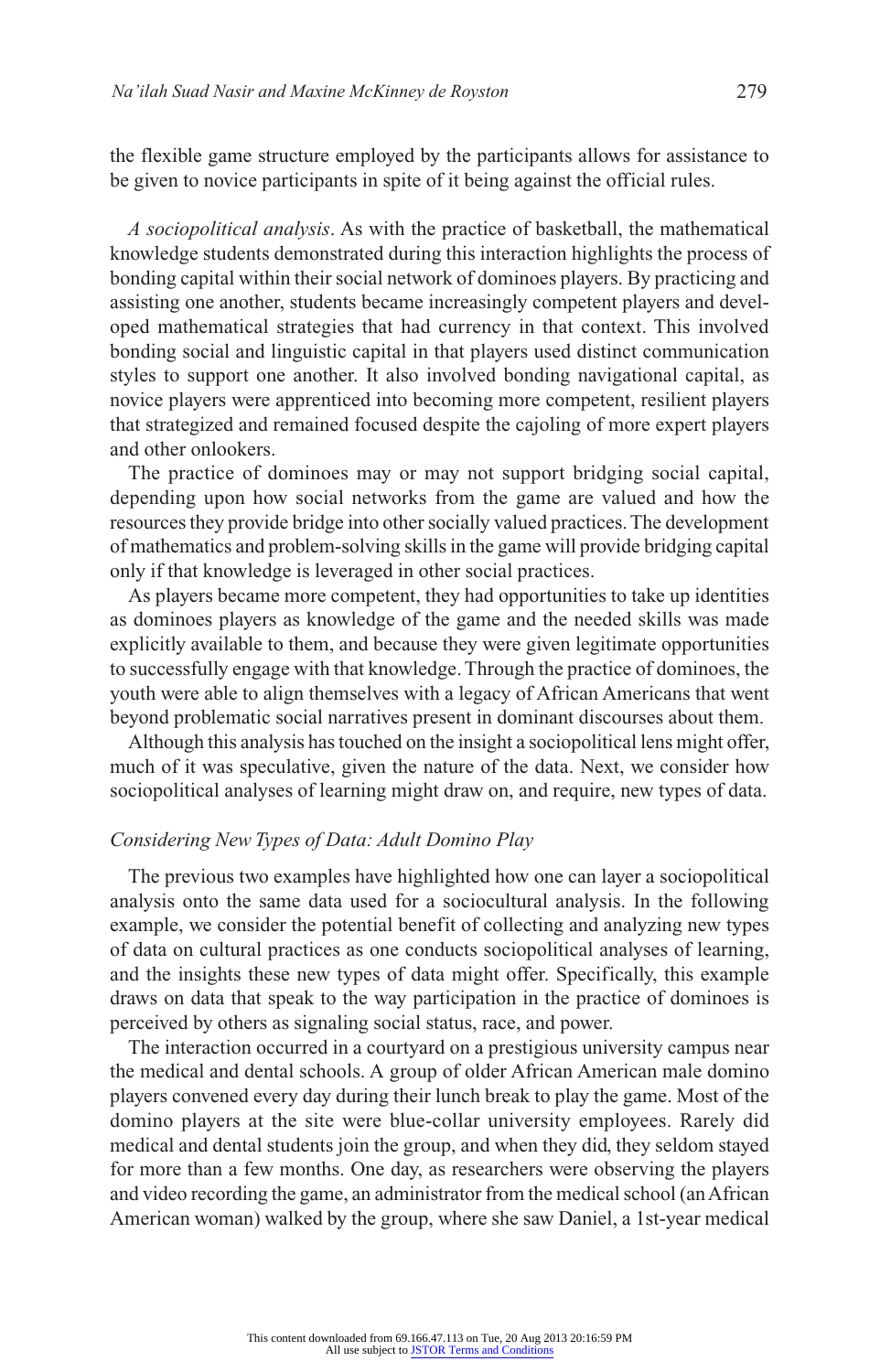the flexible game structure employed by the participants allows for assistance to be given to novice participants in spite of it being against the official rules.

*A sociopolitical analysis*. As with the practice of basketball, the mathematical knowledge students demonstrated during this interaction highlights the process of bonding capital within their social network of dominoes players. By practicing and assisting one another, students became increasingly competent players and developed mathematical strategies that had currency in that context. This involved bonding social and linguistic capital in that players used distinct communication styles to support one another. It also involved bonding navigational capital, as novice players were apprenticed into becoming more competent, resilient players that strategized and remained focused despite the cajoling of more expert players and other onlookers.

The practice of dominoes may or may not support bridging social capital, depending upon how social networks from the game are valued and how the resources they provide bridge into other socially valued practices. The development of mathematics and problem-solving skills in the game will provide bridging capital only if that knowledge is leveraged in other social practices.

As players became more competent, they had opportunities to take up identities as dominoes players as knowledge of the game and the needed skills was made explicitly available to them, and because they were given legitimate opportunities to successfully engage with that knowledge. Through the practice of dominoes, the youth were able to align themselves with a legacy of African Americans that went beyond problematic social narratives present in dominant discourses about them.

Although this analysis has touched on the insight a sociopolitical lens might offer, much of it was speculative, given the nature of the data. Next, we consider how sociopolitical analyses of learning might draw on, and require, new types of data.

### *Considering New Types of Data: Adult Domino Play*

The previous two examples have highlighted how one can layer a sociopolitical analysis onto the same data used for a sociocultural analysis. In the following example, we consider the potential benefit of collecting and analyzing new types of data on cultural practices as one conducts sociopolitical analyses of learning, and the insights these new types of data might offer. Specifically, this example draws on data that speak to the way participation in the practice of dominoes is perceived by others as signaling social status, race, and power.

The interaction occurred in a courtyard on a prestigious university campus near the medical and dental schools. A group of older African American male domino players convened every day during their lunch break to play the game. Most of the domino players at the site were blue-collar university employees. Rarely did medical and dental students join the group, and when they did, they seldom stayed for more than a few months. One day, as researchers were observing the players and video recording the game, an administrator from the medical school (an African American woman) walked by the group, where she saw Daniel, a 1st-year medical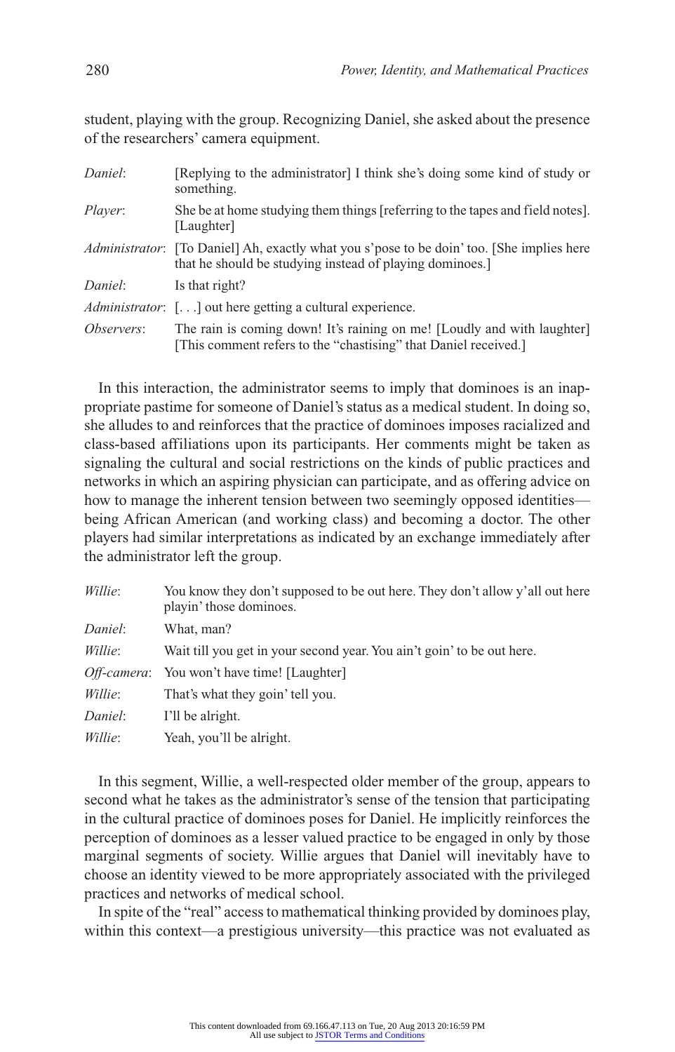student, playing with the group. Recognizing Daniel, she asked about the presence of the researchers' camera equipment.

| | |
|---|---|
| *Daniel*: | [Replying to the administrator] I think she's doing some kind of study or something. |
| *Player*: | She be at home studying them things [referring to the tapes and field notes]. [Laughter] |
| *Administrator*: | [To Daniel] Ah, exactly what you s'pose to be doin' too. [She implies here that he should be studying instead of playing dominoes.] |
| *Daniel*: | Is that right? |
| *Administrator*: | [. . .] out here getting a cultural experience. |
| *Observers*: | The rain is coming down! It's raining on me! [Loudly and with laughter] [This comment refers to the "chastising" that Daniel received.] |

In this interaction, the administrator seems to imply that dominoes is an inappropriate pastime for someone of Daniel's status as a medical student. In doing so, she alludes to and reinforces that the practice of dominoes imposes racialized and class-based affiliations upon its participants. Her comments might be taken as signaling the cultural and social restrictions on the kinds of public practices and networks in which an aspiring physician can participate, and as offering advice on how to manage the inherent tension between two seemingly opposed identities—being African American (and working class) and becoming a doctor. The other players had similar interpretations as indicated by an exchange immediately after the administrator left the group.

| | |
|---|---|
| *Willie*: | You know they don't supposed to be out here. They don't allow y'all out here playin' those dominoes. |
| *Daniel*: | What, man? |
| *Willie*: | Wait till you get in your second year. You ain't goin' to be out here. |
| *Off-camera*: | You won't have time! [Laughter] |
| *Willie*: | That's what they goin' tell you. |
| *Daniel*: | I'll be alright. |
| *Willie*: | Yeah, you'll be alright. |

In this segment, Willie, a well-respected older member of the group, appears to second what he takes as the administrator's sense of the tension that participating in the cultural practice of dominoes poses for Daniel. He implicitly reinforces the perception of dominoes as a lesser valued practice to be engaged in only by those marginal segments of society. Willie argues that Daniel will inevitably have to choose an identity viewed to be more appropriately associated with the privileged practices and networks of medical school.

In spite of the "real" access to mathematical thinking provided by dominoes play, within this context—a prestigious university—this practice was not evaluated as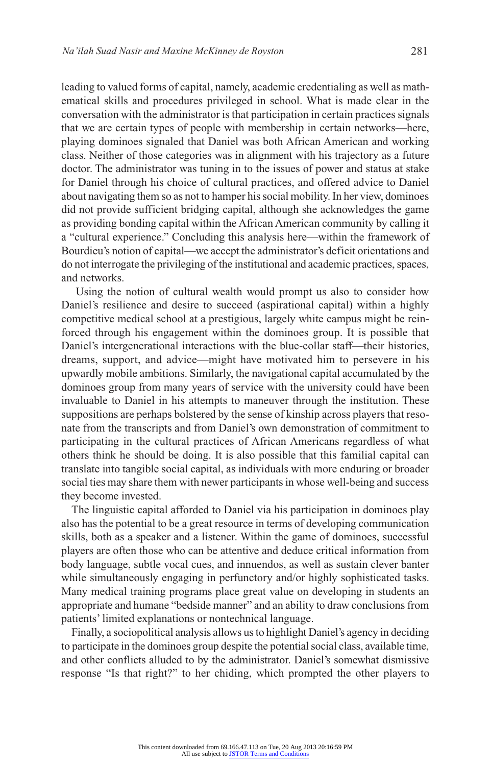leading to valued forms of capital, namely, academic credentialing as well as mathematical skills and procedures privileged in school. What is made clear in the conversation with the administrator is that participation in certain practices signals that we are certain types of people with membership in certain networks—here, playing dominoes signaled that Daniel was both African American and working class. Neither of those categories was in alignment with his trajectory as a future doctor. The administrator was tuning in to the issues of power and status at stake for Daniel through his choice of cultural practices, and offered advice to Daniel about navigating them so as not to hamper his social mobility. In her view, dominoes did not provide sufficient bridging capital, although she acknowledges the game as providing bonding capital within the African American community by calling it a "cultural experience." Concluding this analysis here—within the framework of Bourdieu's notion of capital—we accept the administrator's deficit orientations and do not interrogate the privileging of the institutional and academic practices, spaces, and networks.

Using the notion of cultural wealth would prompt us also to consider how Daniel's resilience and desire to succeed (aspirational capital) within a highly competitive medical school at a prestigious, largely white campus might be reinforced through his engagement within the dominoes group. It is possible that Daniel's intergenerational interactions with the blue-collar staff—their histories, dreams, support, and advice—might have motivated him to persevere in his upwardly mobile ambitions. Similarly, the navigational capital accumulated by the dominoes group from many years of service with the university could have been invaluable to Daniel in his attempts to maneuver through the institution. These suppositions are perhaps bolstered by the sense of kinship across players that resonate from the transcripts and from Daniel's own demonstration of commitment to participating in the cultural practices of African Americans regardless of what others think he should be doing. It is also possible that this familial capital can translate into tangible social capital, as individuals with more enduring or broader social ties may share them with newer participants in whose well-being and success they become invested.

The linguistic capital afforded to Daniel via his participation in dominoes play also has the potential to be a great resource in terms of developing communication skills, both as a speaker and a listener. Within the game of dominoes, successful players are often those who can be attentive and deduce critical information from body language, subtle vocal cues, and innuendos, as well as sustain clever banter while simultaneously engaging in perfunctory and/or highly sophisticated tasks. Many medical training programs place great value on developing in students an appropriate and humane "bedside manner" and an ability to draw conclusions from patients' limited explanations or nontechnical language.

Finally, a sociopolitical analysis allows us to highlight Daniel's agency in deciding to participate in the dominoes group despite the potential social class, available time, and other conflicts alluded to by the administrator. Daniel's somewhat dismissive response "Is that right?" to her chiding, which prompted the other players to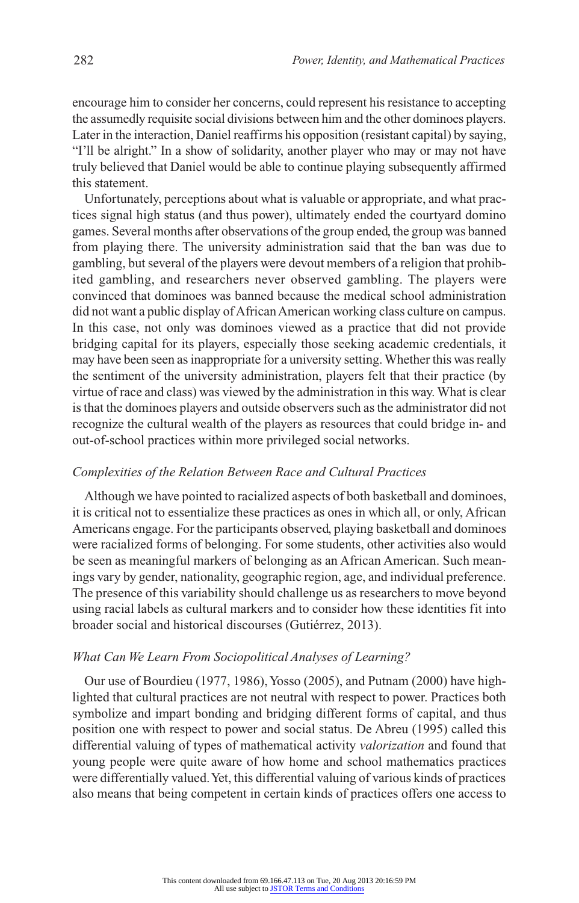encourage him to consider her concerns, could represent his resistance to accepting the assumedly requisite social divisions between him and the other dominoes players. Later in the interaction, Daniel reaffirms his opposition (resistant capital) by saying, "I'll be alright." In a show of solidarity, another player who may or may not have truly believed that Daniel would be able to continue playing subsequently affirmed this statement.

Unfortunately, perceptions about what is valuable or appropriate, and what practices signal high status (and thus power), ultimately ended the courtyard domino games. Several months after observations of the group ended, the group was banned from playing there. The university administration said that the ban was due to gambling, but several of the players were devout members of a religion that prohibited gambling, and researchers never observed gambling. The players were convinced that dominoes was banned because the medical school administration did not want a public display of African American working class culture on campus. In this case, not only was dominoes viewed as a practice that did not provide bridging capital for its players, especially those seeking academic credentials, it may have been seen as inappropriate for a university setting. Whether this was really the sentiment of the university administration, players felt that their practice (by virtue of race and class) was viewed by the administration in this way. What is clear is that the dominoes players and outside observers such as the administrator did not recognize the cultural wealth of the players as resources that could bridge in- and out-of-school practices within more privileged social networks.

### *Complexities of the Relation Between Race and Cultural Practices*

Although we have pointed to racialized aspects of both basketball and dominoes, it is critical not to essentialize these practices as ones in which all, or only, African Americans engage. For the participants observed, playing basketball and dominoes were racialized forms of belonging. For some students, other activities also would be seen as meaningful markers of belonging as an African American. Such meanings vary by gender, nationality, geographic region, age, and individual preference. The presence of this variability should challenge us as researchers to move beyond using racial labels as cultural markers and to consider how these identities fit into broader social and historical discourses (Gutiérrez, 2013).

### *What Can We Learn From Sociopolitical Analyses of Learning?*

Our use of Bourdieu (1977, 1986), Yosso (2005), and Putnam (2000) have highlighted that cultural practices are not neutral with respect to power. Practices both symbolize and impart bonding and bridging different forms of capital, and thus position one with respect to power and social status. De Abreu (1995) called this differential valuing of types of mathematical activity *valorization* and found that young people were quite aware of how home and school mathematics practices were differentially valued. Yet, this differential valuing of various kinds of practices also means that being competent in certain kinds of practices offers one access to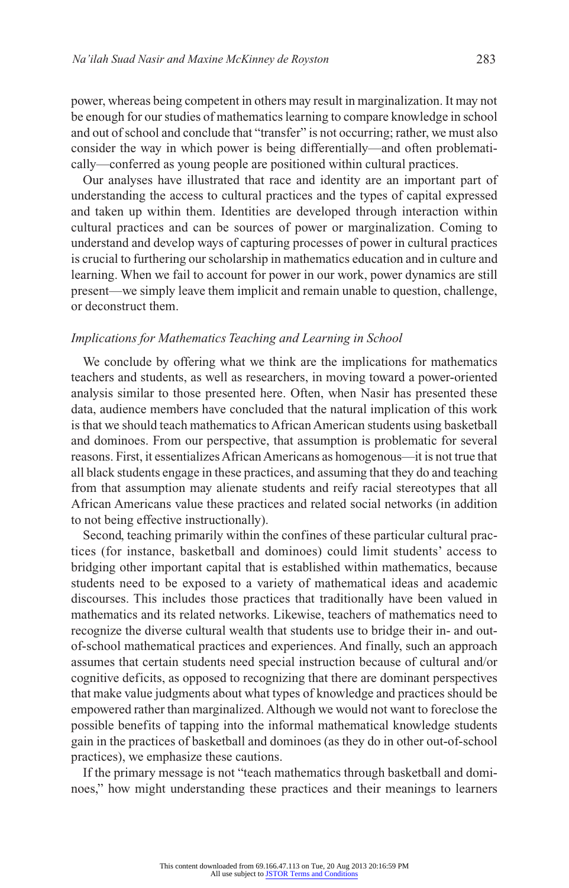power, whereas being competent in others may result in marginalization. It may not be enough for our studies of mathematics learning to compare knowledge in school and out of school and conclude that "transfer" is not occurring; rather, we must also consider the way in which power is being differentially—and often problematically—conferred as young people are positioned within cultural practices.

Our analyses have illustrated that race and identity are an important part of understanding the access to cultural practices and the types of capital expressed and taken up within them. Identities are developed through interaction within cultural practices and can be sources of power or marginalization. Coming to understand and develop ways of capturing processes of power in cultural practices is crucial to furthering our scholarship in mathematics education and in culture and learning. When we fail to account for power in our work, power dynamics are still present—we simply leave them implicit and remain unable to question, challenge, or deconstruct them.

### *Implications for Mathematics Teaching and Learning in School*

We conclude by offering what we think are the implications for mathematics teachers and students, as well as researchers, in moving toward a power-oriented analysis similar to those presented here. Often, when Nasir has presented these data, audience members have concluded that the natural implication of this work is that we should teach mathematics to African American students using basketball and dominoes. From our perspective, that assumption is problematic for several reasons. First, it essentializes African Americans as homogenous—it is not true that all black students engage in these practices, and assuming that they do and teaching from that assumption may alienate students and reify racial stereotypes that all African Americans value these practices and related social networks (in addition to not being effective instructionally).

Second, teaching primarily within the confines of these particular cultural practices (for instance, basketball and dominoes) could limit students' access to bridging other important capital that is established within mathematics, because students need to be exposed to a variety of mathematical ideas and academic discourses. This includes those practices that traditionally have been valued in mathematics and its related networks. Likewise, teachers of mathematics need to recognize the diverse cultural wealth that students use to bridge their in- and out-of-school mathematical practices and experiences. And finally, such an approach assumes that certain students need special instruction because of cultural and/or cognitive deficits, as opposed to recognizing that there are dominant perspectives that make value judgments about what types of knowledge and practices should be empowered rather than marginalized. Although we would not want to foreclose the possible benefits of tapping into the informal mathematical knowledge students gain in the practices of basketball and dominoes (as they do in other out-of-school practices), we emphasize these cautions.

If the primary message is not "teach mathematics through basketball and dominoes," how might understanding these practices and their meanings to learners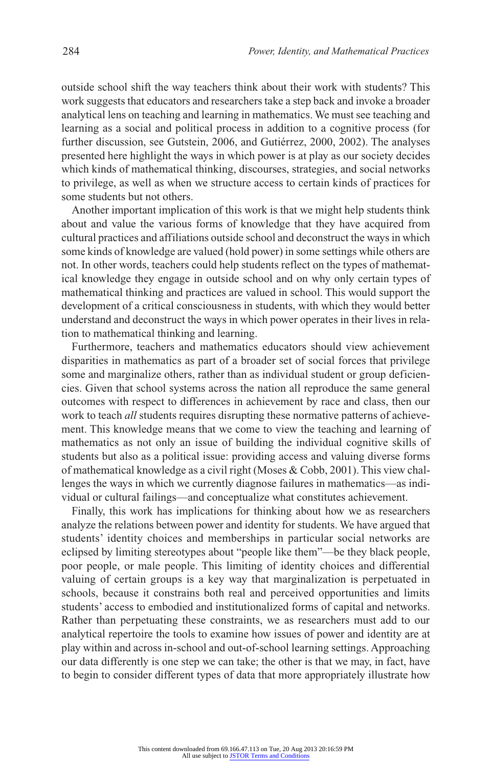outside school shift the way teachers think about their work with students? This work suggests that educators and researchers take a step back and invoke a broader analytical lens on teaching and learning in mathematics. We must see teaching and learning as a social and political process in addition to a cognitive process (for further discussion, see Gutstein, 2006, and Gutiérrez, 2000, 2002). The analyses presented here highlight the ways in which power is at play as our society decides which kinds of mathematical thinking, discourses, strategies, and social networks to privilege, as well as when we structure access to certain kinds of practices for some students but not others.

Another important implication of this work is that we might help students think about and value the various forms of knowledge that they have acquired from cultural practices and affiliations outside school and deconstruct the ways in which some kinds of knowledge are valued (hold power) in some settings while others are not. In other words, teachers could help students reflect on the types of mathematical knowledge they engage in outside school and on why only certain types of mathematical thinking and practices are valued in school. This would support the development of a critical consciousness in students, with which they would better understand and deconstruct the ways in which power operates in their lives in relation to mathematical thinking and learning.

Furthermore, teachers and mathematics educators should view achievement disparities in mathematics as part of a broader set of social forces that privilege some and marginalize others, rather than as individual student or group deficiencies. Given that school systems across the nation all reproduce the same general outcomes with respect to differences in achievement by race and class, then our work to teach *all* students requires disrupting these normative patterns of achievement. This knowledge means that we come to view the teaching and learning of mathematics as not only an issue of building the individual cognitive skills of students but also as a political issue: providing access and valuing diverse forms of mathematical knowledge as a civil right (Moses & Cobb, 2001). This view challenges the ways in which we currently diagnose failures in mathematics—as individual or cultural failings—and conceptualize what constitutes achievement.

Finally, this work has implications for thinking about how we as researchers analyze the relations between power and identity for students. We have argued that students' identity choices and memberships in particular social networks are eclipsed by limiting stereotypes about "people like them"—be they black people, poor people, or male people. This limiting of identity choices and differential valuing of certain groups is a key way that marginalization is perpetuated in schools, because it constrains both real and perceived opportunities and limits students' access to embodied and institutionalized forms of capital and networks. Rather than perpetuating these constraints, we as researchers must add to our analytical repertoire the tools to examine how issues of power and identity are at play within and across in-school and out-of-school learning settings. Approaching our data differently is one step we can take; the other is that we may, in fact, have to begin to consider different types of data that more appropriately illustrate how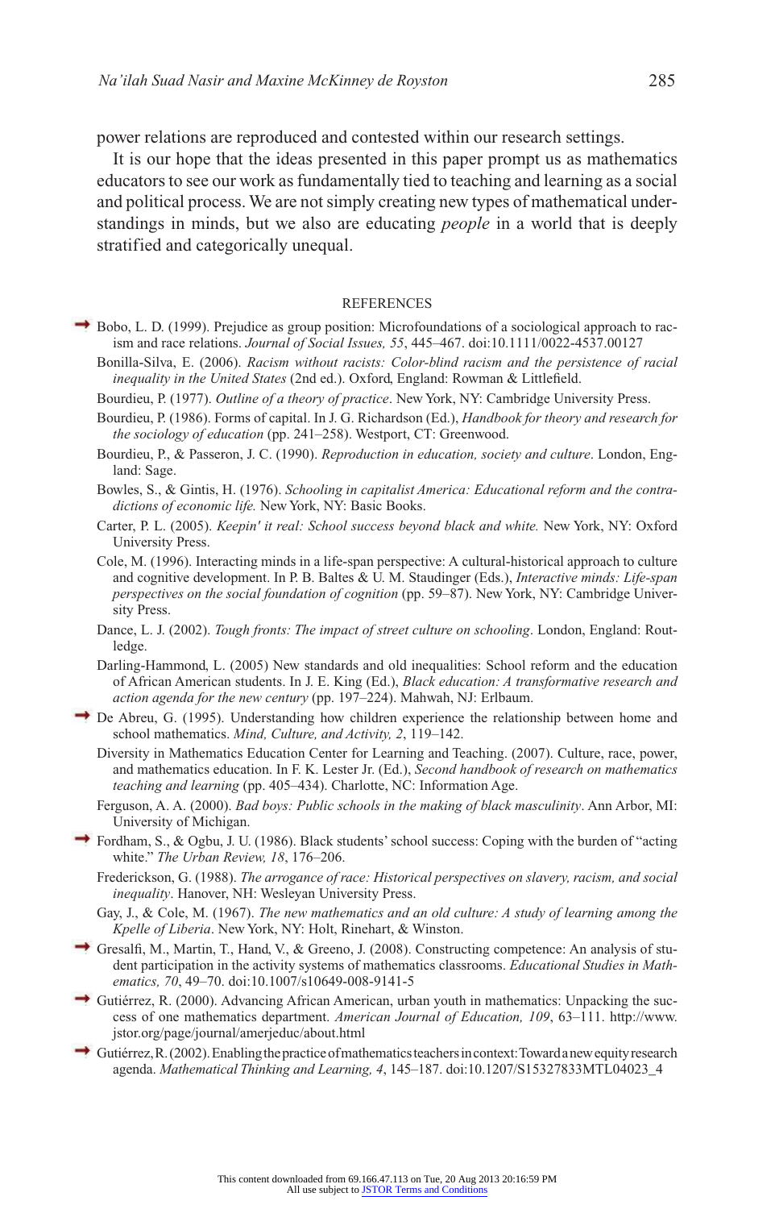power relations are reproduced and contested within our research settings.

It is our hope that the ideas presented in this paper prompt us as mathematics educators to see our work as fundamentally tied to teaching and learning as a social and political process. We are not simply creating new types of mathematical understandings in minds, but we also are educating *people* in a world that is deeply stratified and categorically unequal.

## REFERENCES

Bobo, L. D. (1999). Prejudice as group position: Microfoundations of a sociological approach to racism and race relations. *Journal of Social Issues, 55*, 445–467. doi:10.1111/0022-4537.00127

Bonilla-Silva, E. (2006). *Racism without racists: Color-blind racism and the persistence of racial inequality in the United States* (2nd ed.). Oxford, England: Rowman & Littlefield.

Bourdieu, P. (1977). *Outline of a theory of practice*. New York, NY: Cambridge University Press.

Bourdieu, P. (1986). Forms of capital. In J. G. Richardson (Ed.), *Handbook for theory and research for the sociology of education* (pp. 241–258). Westport, CT: Greenwood.

Bourdieu, P., & Passeron, J. C. (1990). *Reproduction in education, society and culture*. London, England: Sage.

Bowles, S., & Gintis, H. (1976). *Schooling in capitalist America: Educational reform and the contradictions of economic life.* New York, NY: Basic Books.

Carter, P. L. (2005). *Keepin' it real: School success beyond black and white.* New York, NY: Oxford University Press.

Cole, M. (1996). Interacting minds in a life-span perspective: A cultural-historical approach to culture and cognitive development. In P. B. Baltes & U. M. Staudinger (Eds.), *Interactive minds: Life-span perspectives on the social foundation of cognition* (pp. 59–87). New York, NY: Cambridge University Press.

Dance, L. J. (2002). *Tough fronts: The impact of street culture on schooling*. London, England: Routledge.

Darling-Hammond, L. (2005) New standards and old inequalities: School reform and the education of African American students. In J. E. King (Ed.), *Black education: A transformative research and action agenda for the new century* (pp. 197–224). Mahwah, NJ: Erlbaum.

De Abreu, G. (1995). Understanding how children experience the relationship between home and school mathematics. *Mind, Culture, and Activity, 2*, 119–142.

Diversity in Mathematics Education Center for Learning and Teaching. (2007). Culture, race, power, and mathematics education. In F. K. Lester Jr. (Ed.), *Second handbook of research on mathematics teaching and learning* (pp. 405–434). Charlotte, NC: Information Age.

Ferguson, A. A. (2000). *Bad boys: Public schools in the making of black masculinity*. Ann Arbor, MI: University of Michigan.

Fordham, S., & Ogbu, J. U. (1986). Black students' school success: Coping with the burden of "acting white." *The Urban Review, 18*, 176–206.

Frederickson, G. (1988). *The arrogance of race: Historical perspectives on slavery, racism, and social inequality*. Hanover, NH: Wesleyan University Press.

Gay, J., & Cole, M. (1967). *The new mathematics and an old culture: A study of learning among the Kpelle of Liberia*. New York, NY: Holt, Rinehart, & Winston.

Gresalfi, M., Martin, T., Hand, V., & Greeno, J. (2008). Constructing competence: An analysis of student participation in the activity systems of mathematics classrooms. *Educational Studies in Mathematics, 70*, 49–70. doi:10.1007/s10649-008-9141-5

Gutiérrez, R. (2000). Advancing African American, urban youth in mathematics: Unpacking the success of one mathematics department. *American Journal of Education, 109*, 63–111. http://www.jstor.org/page/journal/amerjeduc/about.html

Gutiérrez, R. (2002). Enabling the practice of mathematics teachers in context: Toward a new equity research agenda. *Mathematical Thinking and Learning, 4*, 145–187. doi:10.1207/S15327833MTL04023_4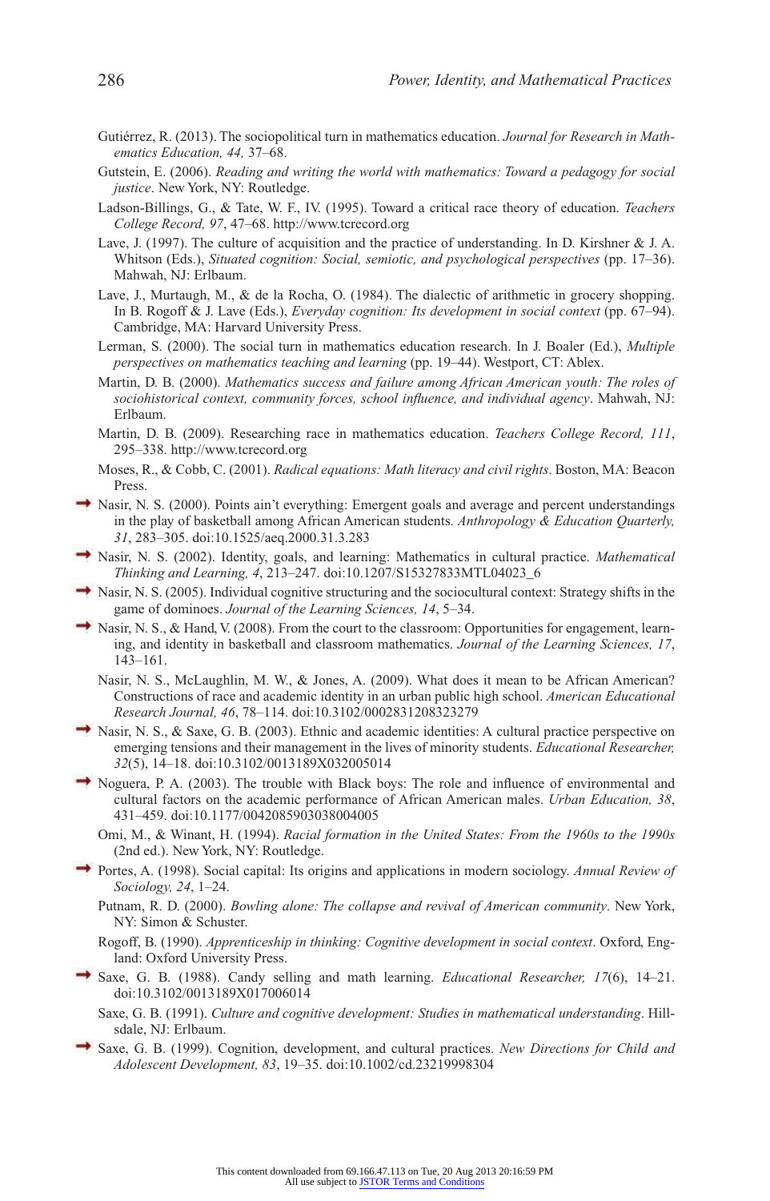Gutiérrez, R. (2013). The sociopolitical turn in mathematics education. *Journal for Research in Mathematics Education, 44,* 37–68.

Gutstein, E. (2006). *Reading and writing the world with mathematics: Toward a pedagogy for social justice*. New York, NY: Routledge.

Ladson-Billings, G., & Tate, W. F., IV. (1995). Toward a critical race theory of education. *Teachers College Record, 97*, 47–68. http://www.tcrecord.org

Lave, J. (1997). The culture of acquisition and the practice of understanding. In D. Kirshner & J. A. Whitson (Eds.), *Situated cognition: Social, semiotic, and psychological perspectives* (pp. 17–36). Mahwah, NJ: Erlbaum.

Lave, J., Murtaugh, M., & de la Rocha, O. (1984). The dialectic of arithmetic in grocery shopping. In B. Rogoff & J. Lave (Eds.), *Everyday cognition: Its development in social context* (pp. 67–94). Cambridge, MA: Harvard University Press.

Lerman, S. (2000). The social turn in mathematics education research. In J. Boaler (Ed.), *Multiple perspectives on mathematics teaching and learning* (pp. 19–44). Westport, CT: Ablex.

Martin, D. B. (2000). *Mathematics success and failure among African American youth: The roles of sociohistorical context, community forces, school influence, and individual agency*. Mahwah, NJ: Erlbaum.

Martin, D. B. (2009). Researching race in mathematics education. *Teachers College Record, 111*, 295–338. http://www.tcrecord.org

Moses, R., & Cobb, C. (2001). *Radical equations: Math literacy and civil rights*. Boston, MA: Beacon Press.

Nasir, N. S. (2000). Points ain't everything: Emergent goals and average and percent understandings in the play of basketball among African American students. *Anthropology & Education Quarterly, 31*, 283–305. doi:10.1525/aeq.2000.31.3.283

Nasir, N. S. (2002). Identity, goals, and learning: Mathematics in cultural practice. *Mathematical Thinking and Learning, 4*, 213–247. doi:10.1207/S15327833MTL04023_6

Nasir, N. S. (2005). Individual cognitive structuring and the sociocultural context: Strategy shifts in the game of dominoes. *Journal of the Learning Sciences, 14*, 5–34.

Nasir, N. S., & Hand, V. (2008). From the court to the classroom: Opportunities for engagement, learning, and identity in basketball and classroom mathematics. *Journal of the Learning Sciences, 17*, 143–161.

Nasir, N. S., McLaughlin, M. W., & Jones, A. (2009). What does it mean to be African American? Constructions of race and academic identity in an urban public high school. *American Educational Research Journal, 46*, 78–114. doi:10.3102/0002831208323279

Nasir, N. S., & Saxe, G. B. (2003). Ethnic and academic identities: A cultural practice perspective on emerging tensions and their management in the lives of minority students. *Educational Researcher, 32*(5), 14–18. doi:10.3102/0013189X032005014

Noguera, P. A. (2003). The trouble with Black boys: The role and influence of environmental and cultural factors on the academic performance of African American males. *Urban Education, 38*, 431–459. doi:10.1177/0042085903038004005

Omi, M., & Winant, H. (1994). *Racial formation in the United States: From the 1960s to the 1990s* (2nd ed.). New York, NY: Routledge.

Portes, A. (1998). Social capital: Its origins and applications in modern sociology. *Annual Review of Sociology, 24*, 1–24.

Putnam, R. D. (2000). *Bowling alone: The collapse and revival of American community*. New York, NY: Simon & Schuster.

Rogoff, B. (1990). *Apprenticeship in thinking: Cognitive development in social context*. Oxford, England: Oxford University Press.

Saxe, G. B. (1988). Candy selling and math learning. *Educational Researcher, 17*(6), 14–21. doi:10.3102/0013189X017006014

Saxe, G. B. (1991). *Culture and cognitive development: Studies in mathematical understanding*. Hillsdale, NJ: Erlbaum.

Saxe, G. B. (1999). Cognition, development, and cultural practices. *New Directions for Child and Adolescent Development, 83*, 19–35. doi:10.1002/cd.23219998304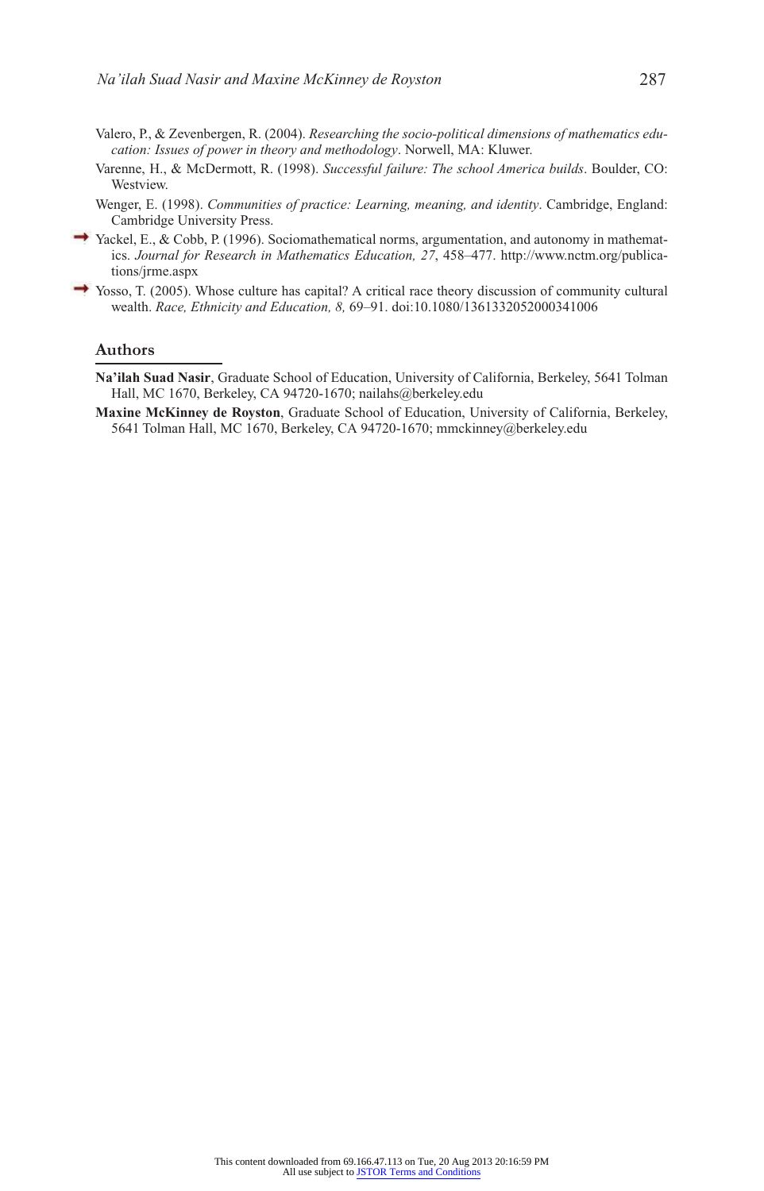Valero, P., & Zevenbergen, R. (2004). *Researching the socio-political dimensions of mathematics education: Issues of power in theory and methodology*. Norwell, MA: Kluwer.

Varenne, H., & McDermott, R. (1998). *Successful failure: The school America builds*. Boulder, CO: Westview.

Wenger, E. (1998). *Communities of practice: Learning, meaning, and identity*. Cambridge, England: Cambridge University Press.

Yackel, E., & Cobb, P. (1996). Sociomathematical norms, argumentation, and autonomy in mathematics. *Journal for Research in Mathematics Education, 27*, 458–477. http://www.nctm.org/publications/jrme.aspx

Yosso, T. (2005). Whose culture has capital? A critical race theory discussion of community cultural wealth. *Race, Ethnicity and Education, 8,* 69–91. doi:10.1080/1361332052000341006

## Authors

**Na'ilah Suad Nasir**, Graduate School of Education, University of California, Berkeley, 5641 Tolman Hall, MC 1670, Berkeley, CA 94720-1670; nailahs@berkeley.edu

**Maxine McKinney de Royston**, Graduate School of Education, University of California, Berkeley, 5641 Tolman Hall, MC 1670, Berkeley, CA 94720-1670; mmckinney@berkeley.edu